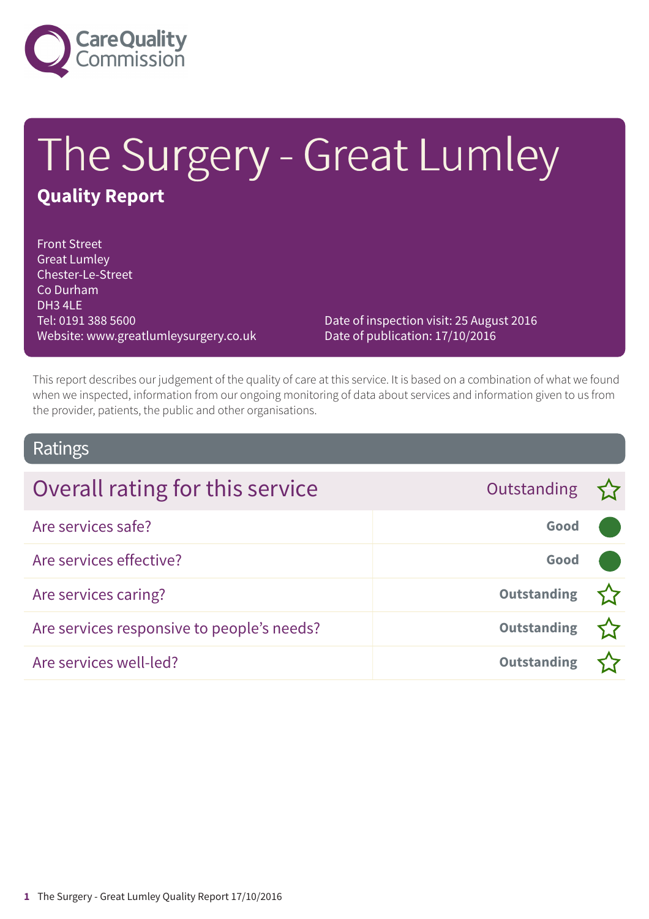Care Quality Commission

# The Surgery - Great Lumley

## Quality Report

Front Street
Great Lumley
Chester-Le-Street
Co Durham
DH3 4LE
Tel: 0191 388 5600
Website: www.greatlumleysurgery.co.uk

Date of inspection visit: 25 August 2016
Date of publication: 17/10/2016

This report describes our judgement of the quality of care at this service. It is based on a combination of what we found when we inspected, information from our ongoing monitoring of data about services and information given to us from the provider, patients, the public and other organisations.

## Ratings

| Overall rating for this service | Outstanding ☆ |
|---|---|
| Are services safe? | Good ● |
| Are services effective? | Good ● |
| Are services caring? | Outstanding ☆ |
| Are services responsive to people's needs? | Outstanding ☆ |
| Are services well-led? | Outstanding ☆ |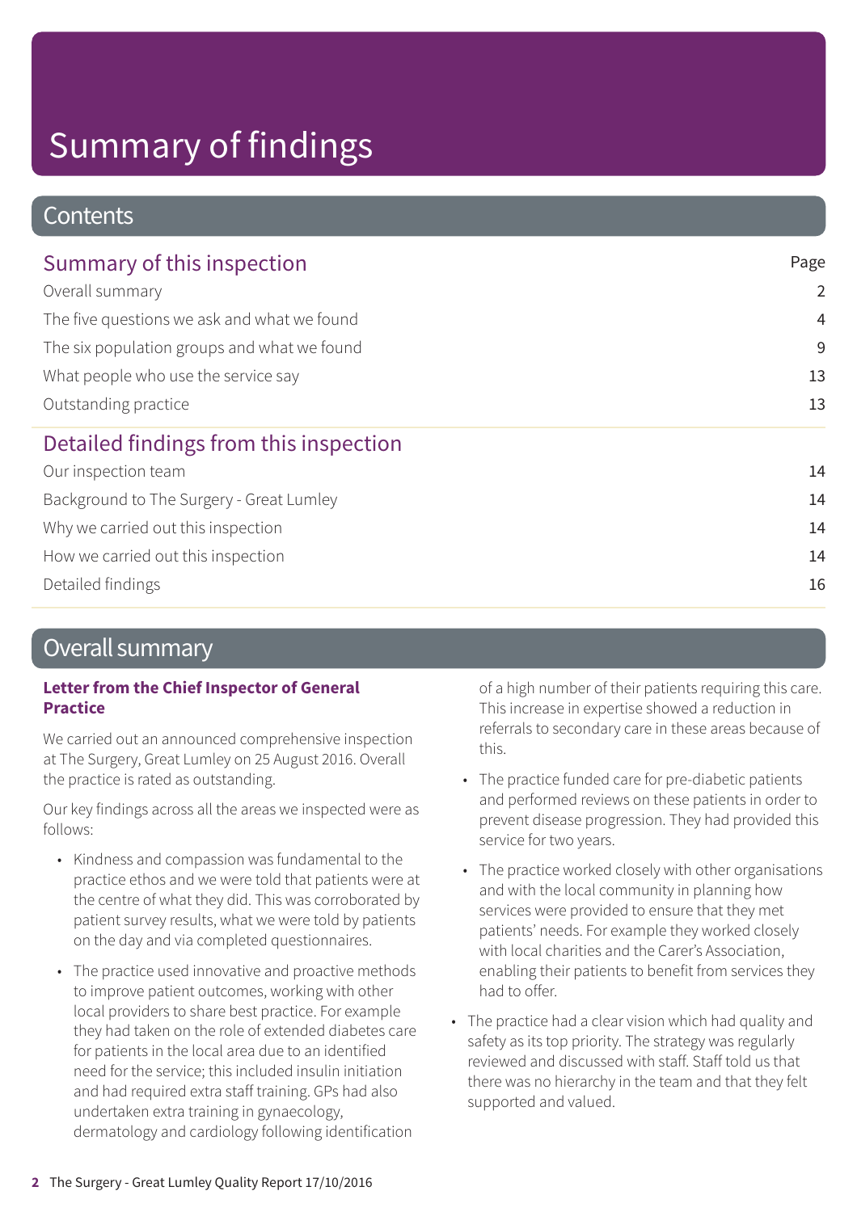# Summary of findings

## Contents

| Summary of this inspection | Page |
|---|---|
| Overall summary | 2 |
| The five questions we ask and what we found | 4 |
| The six population groups and what we found | 9 |
| What people who use the service say | 13 |
| Outstanding practice | 13 |

| Detailed findings from this inspection | |
|---|---|
| Our inspection team | 14 |
| Background to The Surgery - Great Lumley | 14 |
| Why we carried out this inspection | 14 |
| How we carried out this inspection | 14 |
| Detailed findings | 16 |

## Overall summary

**Letter from the Chief Inspector of General Practice**

We carried out an announced comprehensive inspection at The Surgery, Great Lumley on 25 August 2016. Overall the practice is rated as outstanding.

Our key findings across all the areas we inspected were as follows:

- Kindness and compassion was fundamental to the practice ethos and we were told that patients were at the centre of what they did. This was corroborated by patient survey results, what we were told by patients on the day and via completed questionnaires.
- The practice used innovative and proactive methods to improve patient outcomes, working with other local providers to share best practice. For example they had taken on the role of extended diabetes care for patients in the local area due to an identified need for the service; this included insulin initiation and had required extra staff training. GPs had also undertaken extra training in gynaecology, dermatology and cardiology following identification of a high number of their patients requiring this care. This increase in expertise showed a reduction in referrals to secondary care in these areas because of this.
- The practice funded care for pre-diabetic patients and performed reviews on these patients in order to prevent disease progression. They had provided this service for two years.
- The practice worked closely with other organisations and with the local community in planning how services were provided to ensure that they met patients' needs. For example they worked closely with local charities and the Carer's Association, enabling their patients to benefit from services they had to offer.
- The practice had a clear vision which had quality and safety as its top priority. The strategy was regularly reviewed and discussed with staff. Staff told us that there was no hierarchy in the team and that they felt supported and valued.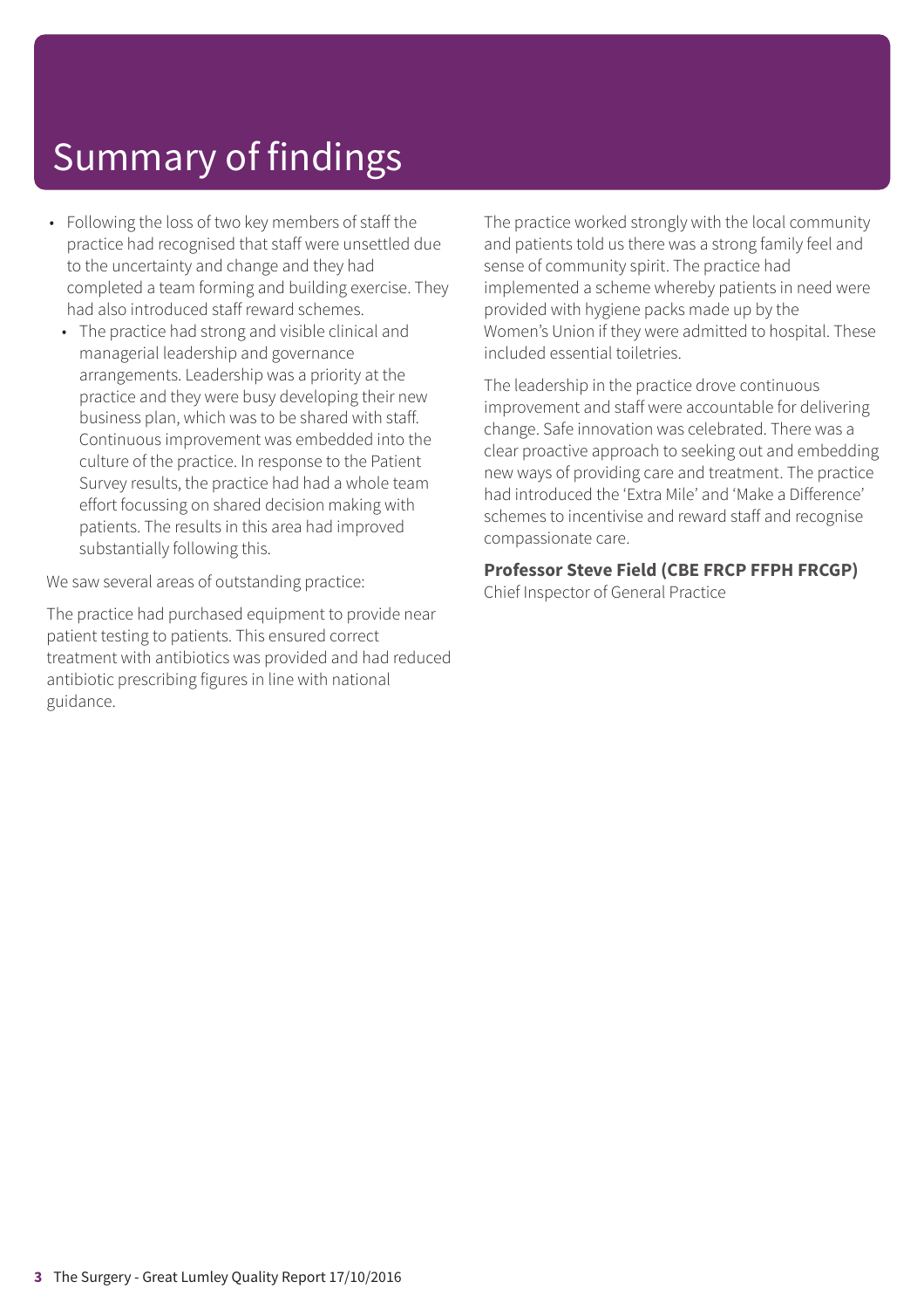# Summary of findings

- Following the loss of two key members of staff the practice had recognised that staff were unsettled due to the uncertainty and change and they had completed a team forming and building exercise. They had also introduced staff reward schemes.
  - The practice had strong and visible clinical and managerial leadership and governance arrangements. Leadership was a priority at the practice and they were busy developing their new business plan, which was to be shared with staff. Continuous improvement was embedded into the culture of the practice. In response to the Patient Survey results, the practice had had a whole team effort focussing on shared decision making with patients. The results in this area had improved substantially following this.

We saw several areas of outstanding practice:

The practice had purchased equipment to provide near patient testing to patients. This ensured correct treatment with antibiotics was provided and had reduced antibiotic prescribing figures in line with national guidance.

The practice worked strongly with the local community and patients told us there was a strong family feel and sense of community spirit. The practice had implemented a scheme whereby patients in need were provided with hygiene packs made up by the Women's Union if they were admitted to hospital. These included essential toiletries.

The leadership in the practice drove continuous improvement and staff were accountable for delivering change. Safe innovation was celebrated. There was a clear proactive approach to seeking out and embedding new ways of providing care and treatment. The practice had introduced the 'Extra Mile' and 'Make a Difference' schemes to incentivise and reward staff and recognise compassionate care.

**Professor Steve Field (CBE FRCP FFPH FRCGP)**
Chief Inspector of General Practice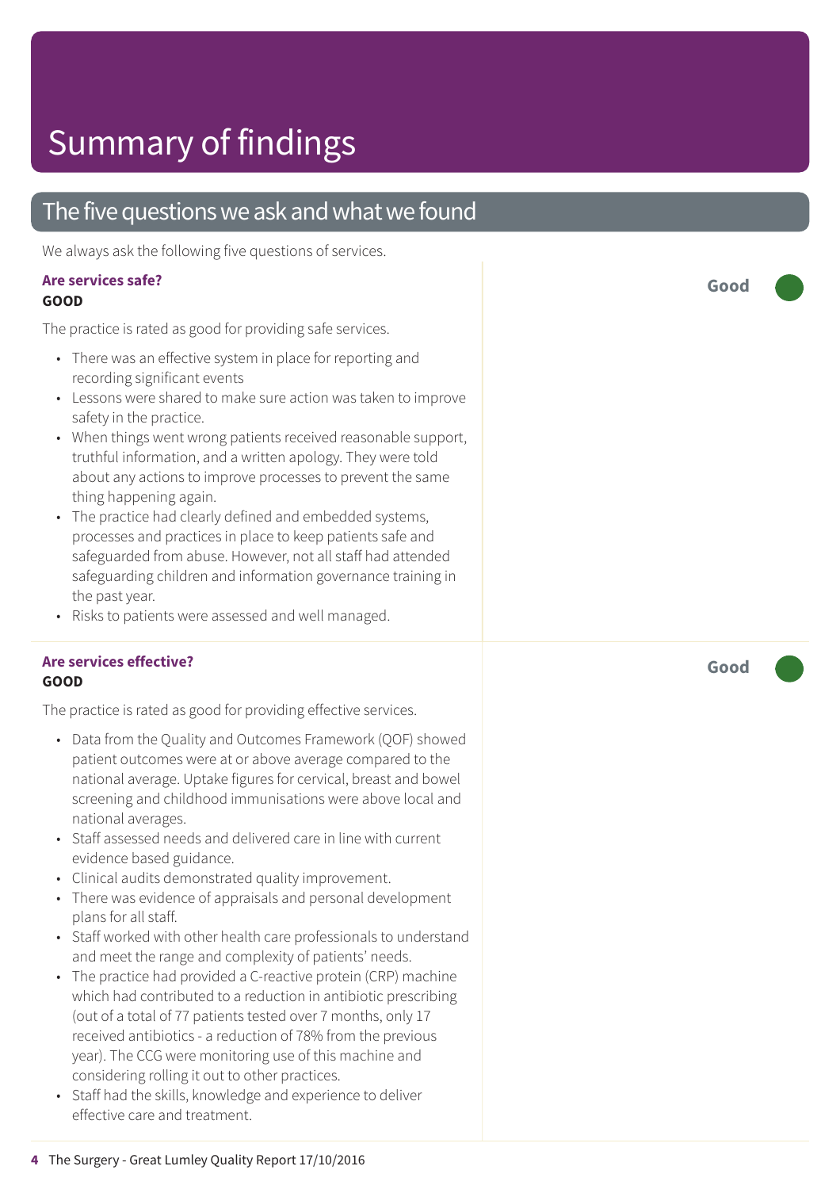# Summary of findings

## The five questions we ask and what we found

We always ask the following five questions of services.

### Are services safe?

**GOOD**

**Good**

The practice is rated as good for providing safe services.

- There was an effective system in place for reporting and recording significant events
- Lessons were shared to make sure action was taken to improve safety in the practice.
- When things went wrong patients received reasonable support, truthful information, and a written apology. They were told about any actions to improve processes to prevent the same thing happening again.
- The practice had clearly defined and embedded systems, processes and practices in place to keep patients safe and safeguarded from abuse. However, not all staff had attended safeguarding children and information governance training in the past year.
- Risks to patients were assessed and well managed.

### Are services effective?

**GOOD**

**Good**

The practice is rated as good for providing effective services.

- Data from the Quality and Outcomes Framework (QOF) showed patient outcomes were at or above average compared to the national average. Uptake figures for cervical, breast and bowel screening and childhood immunisations were above local and national averages.
- Staff assessed needs and delivered care in line with current evidence based guidance.
- Clinical audits demonstrated quality improvement.
- There was evidence of appraisals and personal development plans for all staff.
- Staff worked with other health care professionals to understand and meet the range and complexity of patients' needs.
- The practice had provided a C-reactive protein (CRP) machine which had contributed to a reduction in antibiotic prescribing (out of a total of 77 patients tested over 7 months, only 17 received antibiotics - a reduction of 78% from the previous year). The CCG were monitoring use of this machine and considering rolling it out to other practices.
- Staff had the skills, knowledge and experience to deliver effective care and treatment.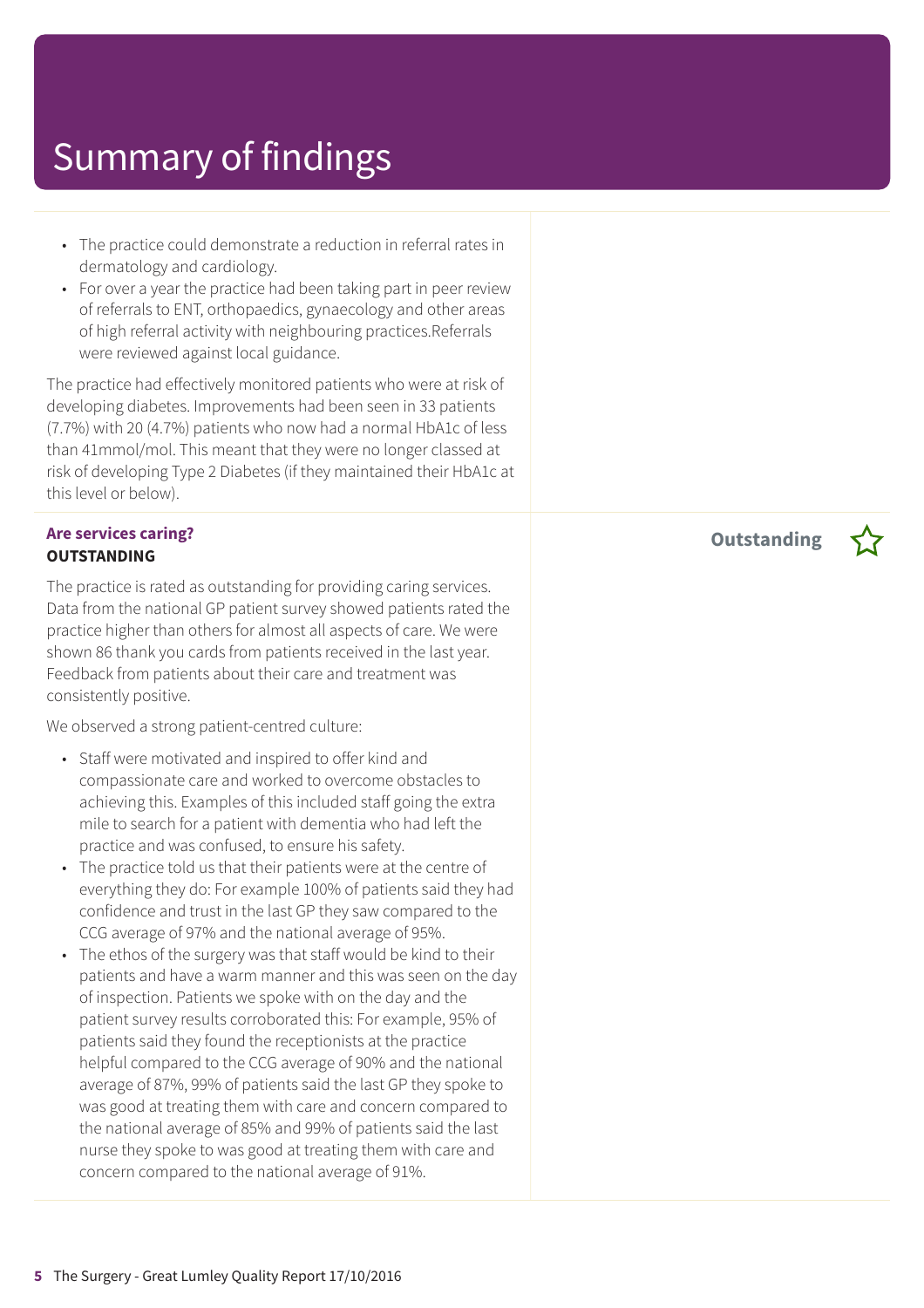# Summary of findings

- The practice could demonstrate a reduction in referral rates in dermatology and cardiology.
- For over a year the practice had been taking part in peer review of referrals to ENT, orthopaedics, gynaecology and other areas of high referral activity with neighbouring practices.Referrals were reviewed against local guidance.

The practice had effectively monitored patients who were at risk of developing diabetes. Improvements had been seen in 33 patients (7.7%) with 20 (4.7%) patients who now had a normal HbA1c of less than 41mmol/mol. This meant that they were no longer classed at risk of developing Type 2 Diabetes (if they maintained their HbA1c at this level or below).

**Are services caring?**
**OUTSTANDING**

**Outstanding** ☆

The practice is rated as outstanding for providing caring services. Data from the national GP patient survey showed patients rated the practice higher than others for almost all aspects of care. We were shown 86 thank you cards from patients received in the last year. Feedback from patients about their care and treatment was consistently positive.

We observed a strong patient-centred culture:

- Staff were motivated and inspired to offer kind and compassionate care and worked to overcome obstacles to achieving this. Examples of this included staff going the extra mile to search for a patient with dementia who had left the practice and was confused, to ensure his safety.
- The practice told us that their patients were at the centre of everything they do: For example 100% of patients said they had confidence and trust in the last GP they saw compared to the CCG average of 97% and the national average of 95%.
- The ethos of the surgery was that staff would be kind to their patients and have a warm manner and this was seen on the day of inspection. Patients we spoke with on the day and the patient survey results corroborated this: For example, 95% of patients said they found the receptionists at the practice helpful compared to the CCG average of 90% and the national average of 87%, 99% of patients said the last GP they spoke to was good at treating them with care and concern compared to the national average of 85% and 99% of patients said the last nurse they spoke to was good at treating them with care and concern compared to the national average of 91%.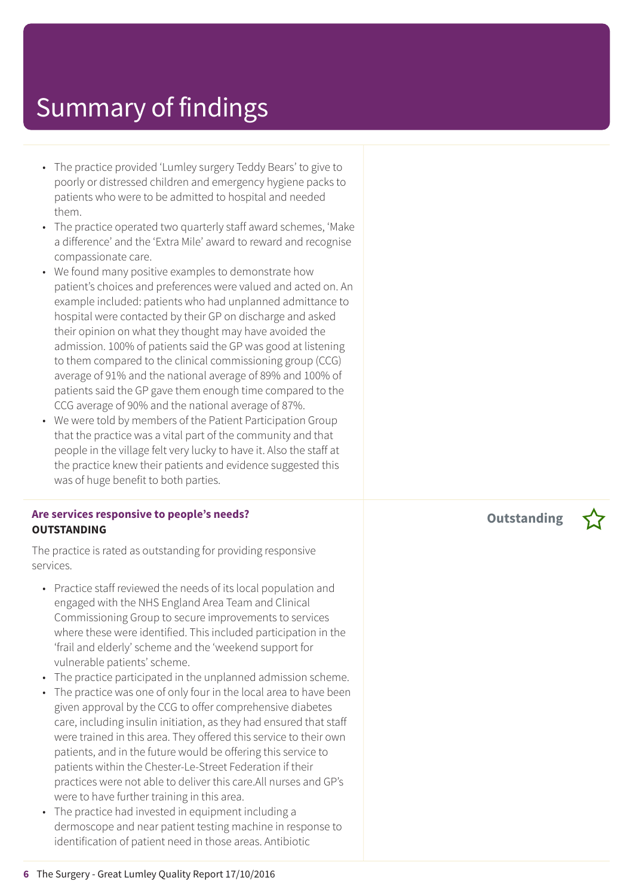# Summary of findings

- The practice provided 'Lumley surgery Teddy Bears' to give to poorly or distressed children and emergency hygiene packs to patients who were to be admitted to hospital and needed them.
- The practice operated two quarterly staff award schemes, 'Make a difference' and the 'Extra Mile' award to reward and recognise compassionate care.
- We found many positive examples to demonstrate how patient's choices and preferences were valued and acted on. An example included: patients who had unplanned admittance to hospital were contacted by their GP on discharge and asked their opinion on what they thought may have avoided the admission. 100% of patients said the GP was good at listening to them compared to the clinical commissioning group (CCG) average of 91% and the national average of 89% and 100% of patients said the GP gave them enough time compared to the CCG average of 90% and the national average of 87%.
- We were told by members of the Patient Participation Group that the practice was a vital part of the community and that people in the village felt very lucky to have it. Also the staff at the practice knew their patients and evidence suggested this was of huge benefit to both parties.

**Are services responsive to people's needs?**
**OUTSTANDING**

**Outstanding** ☆

The practice is rated as outstanding for providing responsive services.

- Practice staff reviewed the needs of its local population and engaged with the NHS England Area Team and Clinical Commissioning Group to secure improvements to services where these were identified. This included participation in the 'frail and elderly' scheme and the 'weekend support for vulnerable patients' scheme.
- The practice participated in the unplanned admission scheme.
- The practice was one of only four in the local area to have been given approval by the CCG to offer comprehensive diabetes care, including insulin initiation, as they had ensured that staff were trained in this area. They offered this service to their own patients, and in the future would be offering this service to patients within the Chester-Le-Street Federation if their practices were not able to deliver this care.All nurses and GP's were to have further training in this area.
- The practice had invested in equipment including a dermoscope and near patient testing machine in response to identification of patient need in those areas. Antibiotic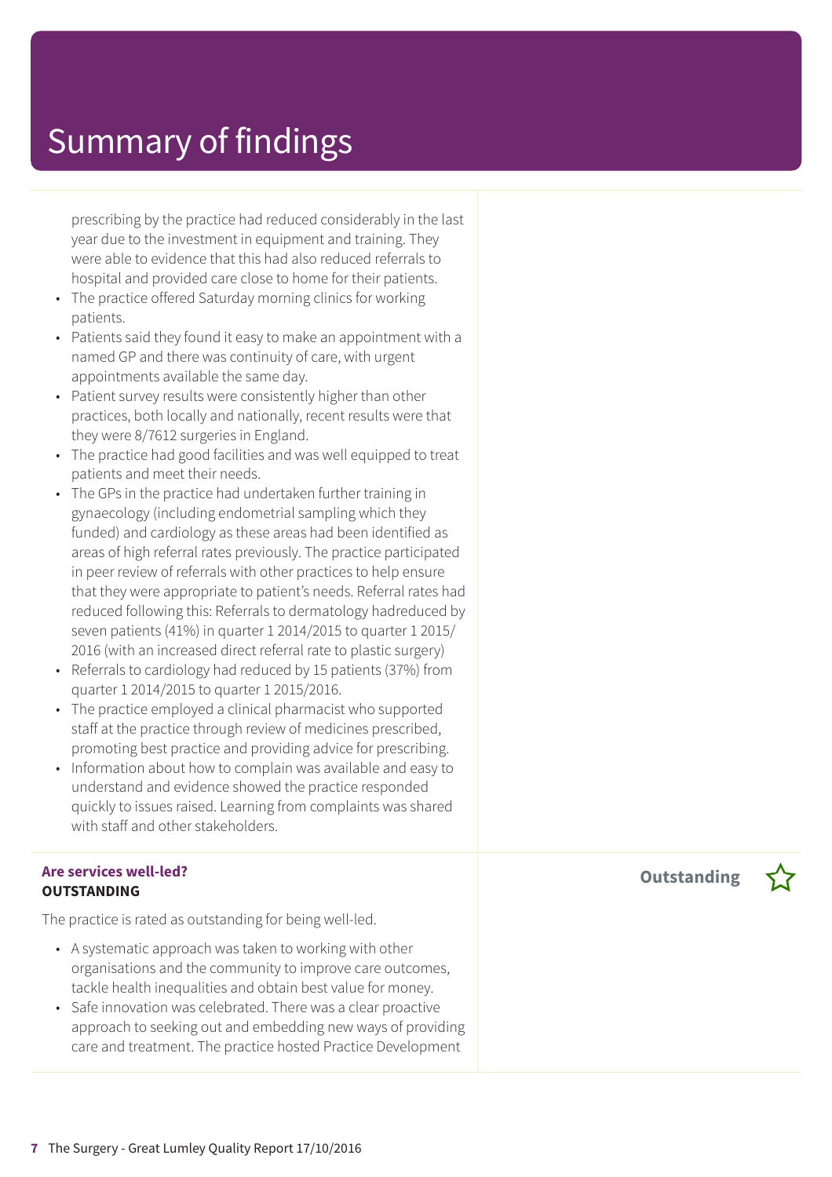# Summary of findings

prescribing by the practice had reduced considerably in the last year due to the investment in equipment and training. They were able to evidence that this had also reduced referrals to hospital and provided care close to home for their patients.

- The practice offered Saturday morning clinics for working patients.
- Patients said they found it easy to make an appointment with a named GP and there was continuity of care, with urgent appointments available the same day.
- Patient survey results were consistently higher than other practices, both locally and nationally, recent results were that they were 8/7612 surgeries in England.
- The practice had good facilities and was well equipped to treat patients and meet their needs.
- The GPs in the practice had undertaken further training in gynaecology (including endometrial sampling which they funded) and cardiology as these areas had been identified as areas of high referral rates previously. The practice participated in peer review of referrals with other practices to help ensure that they were appropriate to patient's needs. Referral rates had reduced following this: Referrals to dermatology hadreduced by seven patients (41%) in quarter 1 2014/2015 to quarter 1 2015/2016 (with an increased direct referral rate to plastic surgery)
- Referrals to cardiology had reduced by 15 patients (37%) from quarter 1 2014/2015 to quarter 1 2015/2016.
- The practice employed a clinical pharmacist who supported staff at the practice through review of medicines prescribed, promoting best practice and providing advice for prescribing.
- Information about how to complain was available and easy to understand and evidence showed the practice responded quickly to issues raised. Learning from complaints was shared with staff and other stakeholders.

**Are services well-led?**
**OUTSTANDING**

**Outstanding** ☆

The practice is rated as outstanding for being well-led.

- A systematic approach was taken to working with other organisations and the community to improve care outcomes, tackle health inequalities and obtain best value for money.
- Safe innovation was celebrated. There was a clear proactive approach to seeking out and embedding new ways of providing care and treatment. The practice hosted Practice Development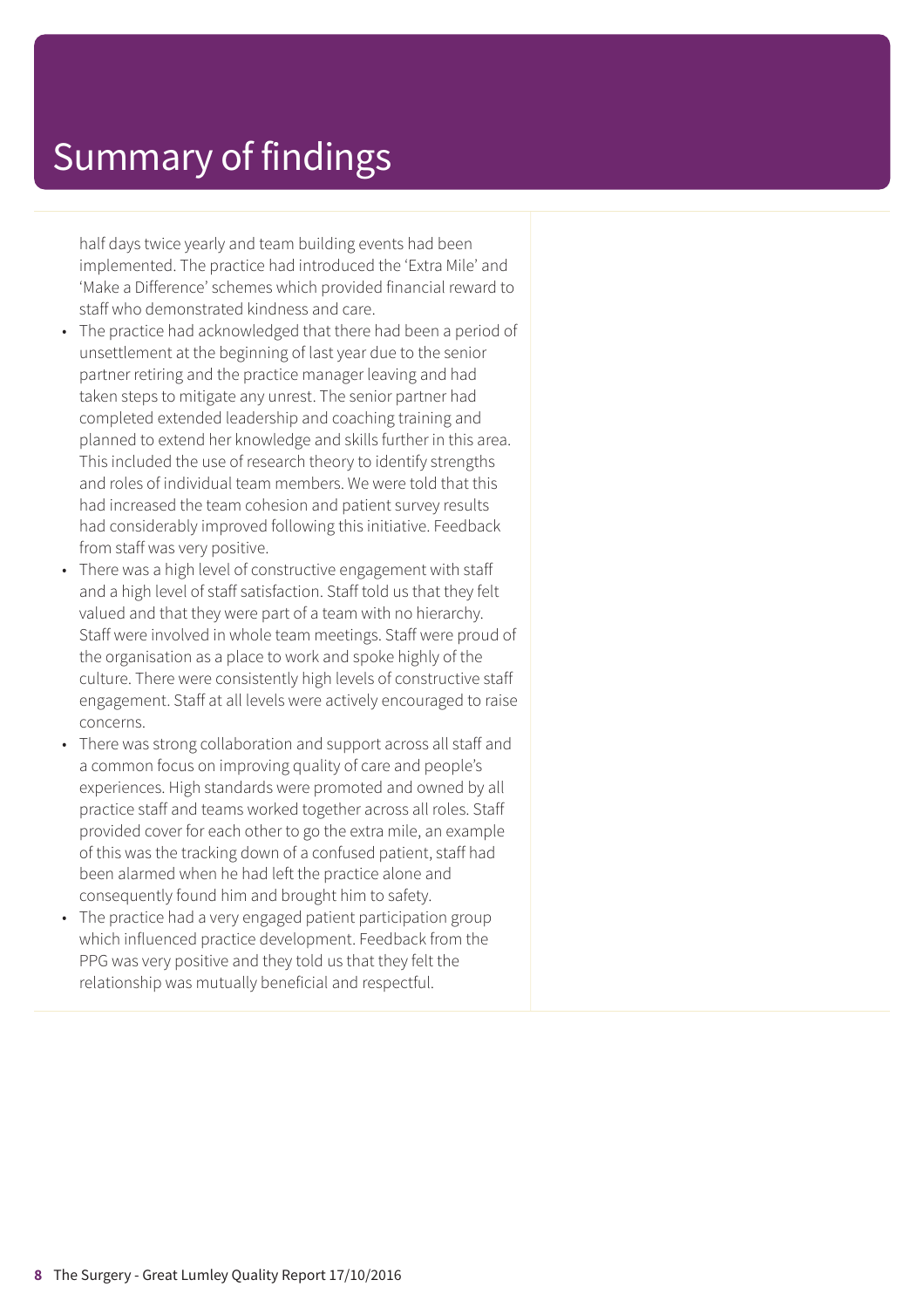# Summary of findings

half days twice yearly and team building events had been implemented. The practice had introduced the 'Extra Mile' and 'Make a Difference' schemes which provided financial reward to staff who demonstrated kindness and care.

- The practice had acknowledged that there had been a period of unsettlement at the beginning of last year due to the senior partner retiring and the practice manager leaving and had taken steps to mitigate any unrest. The senior partner had completed extended leadership and coaching training and planned to extend her knowledge and skills further in this area. This included the use of research theory to identify strengths and roles of individual team members. We were told that this had increased the team cohesion and patient survey results had considerably improved following this initiative. Feedback from staff was very positive.
- There was a high level of constructive engagement with staff and a high level of staff satisfaction. Staff told us that they felt valued and that they were part of a team with no hierarchy. Staff were involved in whole team meetings. Staff were proud of the organisation as a place to work and spoke highly of the culture. There were consistently high levels of constructive staff engagement. Staff at all levels were actively encouraged to raise concerns.
- There was strong collaboration and support across all staff and a common focus on improving quality of care and people's experiences. High standards were promoted and owned by all practice staff and teams worked together across all roles. Staff provided cover for each other to go the extra mile, an example of this was the tracking down of a confused patient, staff had been alarmed when he had left the practice alone and consequently found him and brought him to safety.
- The practice had a very engaged patient participation group which influenced practice development. Feedback from the PPG was very positive and they told us that they felt the relationship was mutually beneficial and respectful.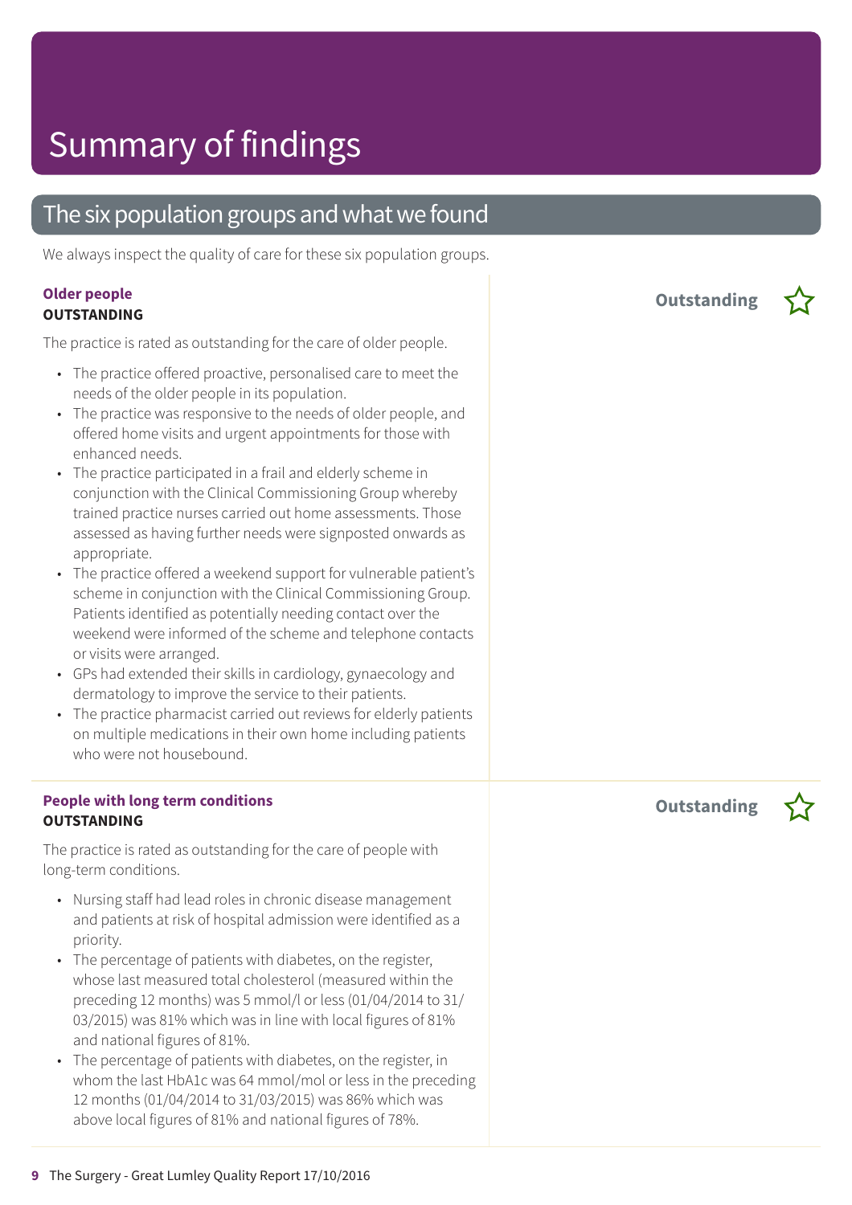# Summary of findings

## The six population groups and what we found

We always inspect the quality of care for these six population groups.

### Older people

**OUTSTANDING**

**Outstanding** ☆

The practice is rated as outstanding for the care of older people.

- The practice offered proactive, personalised care to meet the needs of the older people in its population.
- The practice was responsive to the needs of older people, and offered home visits and urgent appointments for those with enhanced needs.
- The practice participated in a frail and elderly scheme in conjunction with the Clinical Commissioning Group whereby trained practice nurses carried out home assessments. Those assessed as having further needs were signposted onwards as appropriate.
- The practice offered a weekend support for vulnerable patient's scheme in conjunction with the Clinical Commissioning Group. Patients identified as potentially needing contact over the weekend were informed of the scheme and telephone contacts or visits were arranged.
- GPs had extended their skills in cardiology, gynaecology and dermatology to improve the service to their patients.
- The practice pharmacist carried out reviews for elderly patients on multiple medications in their own home including patients who were not housebound.

### People with long term conditions

**OUTSTANDING**

**Outstanding** ☆

The practice is rated as outstanding for the care of people with long-term conditions.

- Nursing staff had lead roles in chronic disease management and patients at risk of hospital admission were identified as a priority.
- The percentage of patients with diabetes, on the register, whose last measured total cholesterol (measured within the preceding 12 months) was 5 mmol/l or less (01/04/2014 to 31/03/2015) was 81% which was in line with local figures of 81% and national figures of 81%.
- The percentage of patients with diabetes, on the register, in whom the last HbA1c was 64 mmol/mol or less in the preceding 12 months (01/04/2014 to 31/03/2015) was 86% which was above local figures of 81% and national figures of 78%.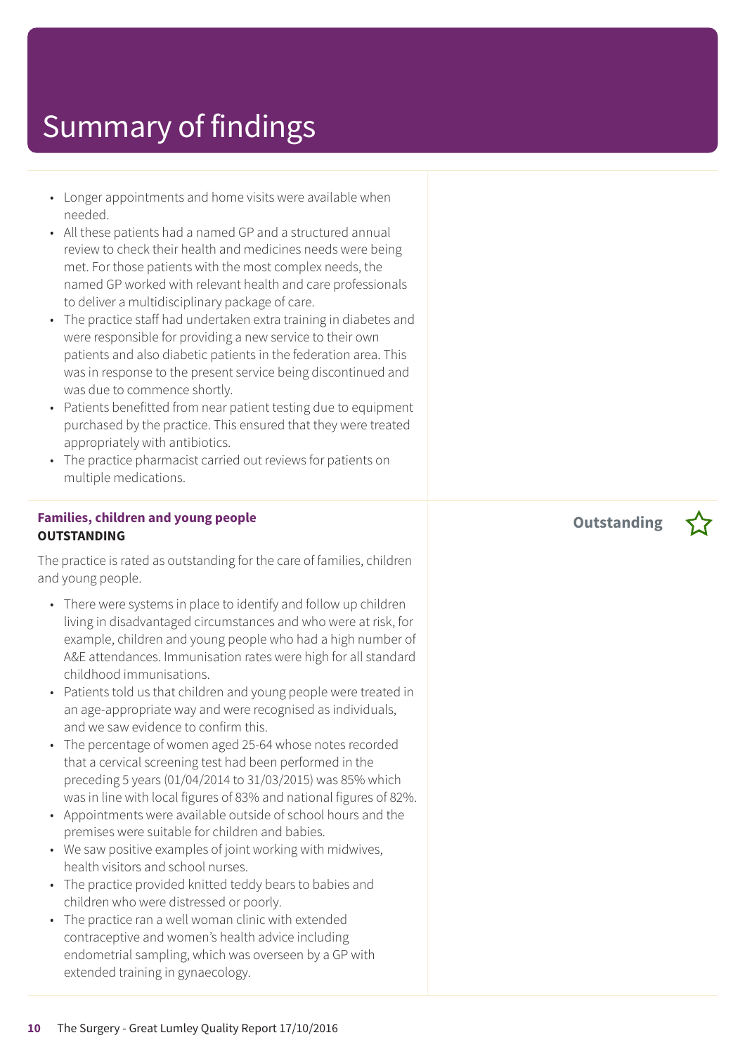# Summary of findings

- Longer appointments and home visits were available when needed.
- All these patients had a named GP and a structured annual review to check their health and medicines needs were being met. For those patients with the most complex needs, the named GP worked with relevant health and care professionals to deliver a multidisciplinary package of care.
- The practice staff had undertaken extra training in diabetes and were responsible for providing a new service to their own patients and also diabetic patients in the federation area. This was in response to the present service being discontinued and was due to commence shortly.
- Patients benefitted from near patient testing due to equipment purchased by the practice. This ensured that they were treated appropriately with antibiotics.
- The practice pharmacist carried out reviews for patients on multiple medications.

**Families, children and young people**
**OUTSTANDING**

**Outstanding** ☆

The practice is rated as outstanding for the care of families, children and young people.

- There were systems in place to identify and follow up children living in disadvantaged circumstances and who were at risk, for example, children and young people who had a high number of A&E attendances. Immunisation rates were high for all standard childhood immunisations.
- Patients told us that children and young people were treated in an age-appropriate way and were recognised as individuals, and we saw evidence to confirm this.
- The percentage of women aged 25-64 whose notes recorded that a cervical screening test had been performed in the preceding 5 years (01/04/2014 to 31/03/2015) was 85% which was in line with local figures of 83% and national figures of 82%.
- Appointments were available outside of school hours and the premises were suitable for children and babies.
- We saw positive examples of joint working with midwives, health visitors and school nurses.
- The practice provided knitted teddy bears to babies and children who were distressed or poorly.
- The practice ran a well woman clinic with extended contraceptive and women's health advice including endometrial sampling, which was overseen by a GP with extended training in gynaecology.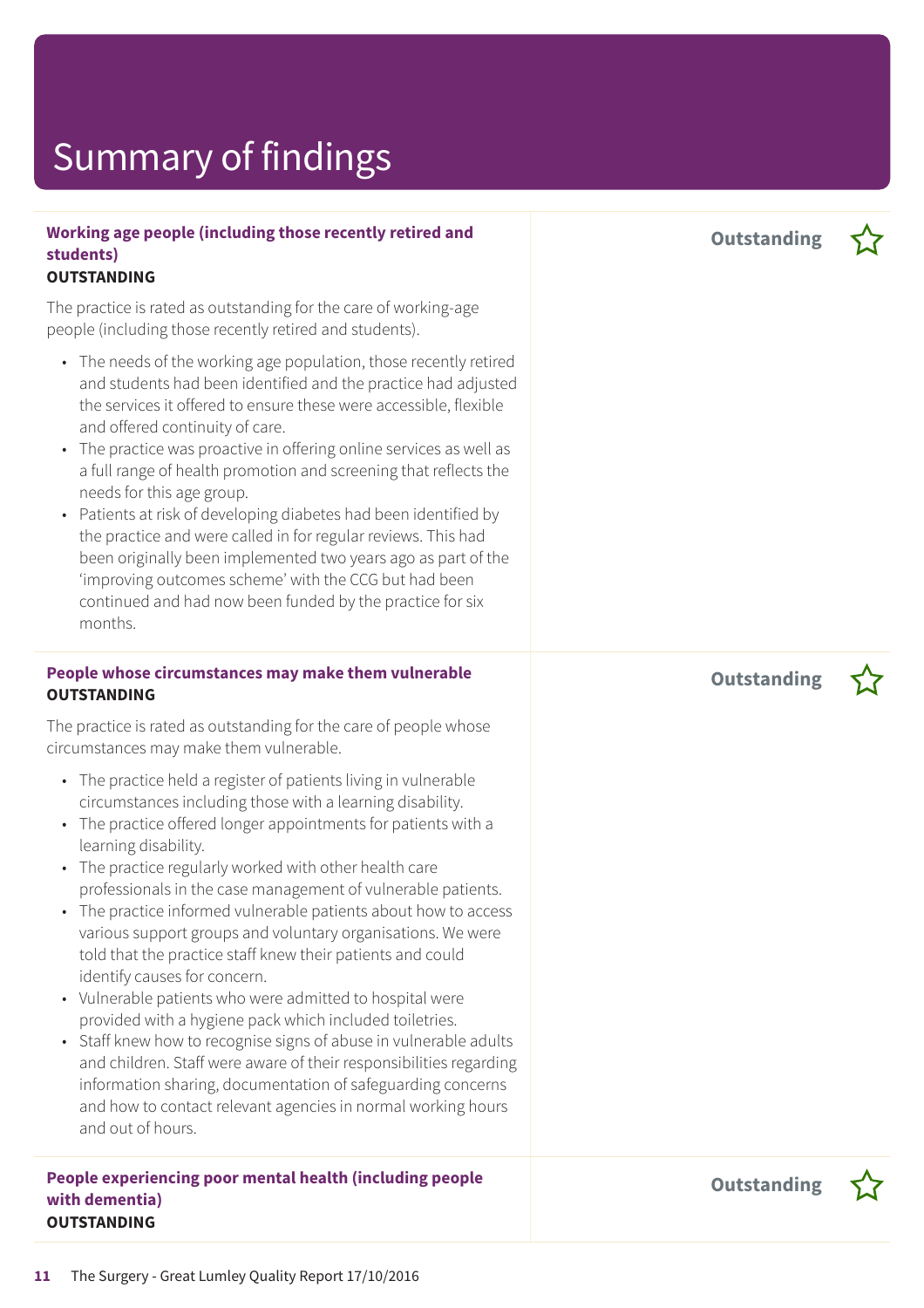# Summary of findings

### Working age people (including those recently retired and students)

**OUTSTANDING**

**Outstanding** ☆

The practice is rated as outstanding for the care of working-age people (including those recently retired and students).

- The needs of the working age population, those recently retired and students had been identified and the practice had adjusted the services it offered to ensure these were accessible, flexible and offered continuity of care.
- The practice was proactive in offering online services as well as a full range of health promotion and screening that reflects the needs for this age group.
- Patients at risk of developing diabetes had been identified by the practice and were called in for regular reviews. This had been originally been implemented two years ago as part of the 'improving outcomes scheme' with the CCG but had been continued and had now been funded by the practice for six months.

### People whose circumstances may make them vulnerable

**OUTSTANDING**

**Outstanding** ☆

The practice is rated as outstanding for the care of people whose circumstances may make them vulnerable.

- The practice held a register of patients living in vulnerable circumstances including those with a learning disability.
- The practice offered longer appointments for patients with a learning disability.
- The practice regularly worked with other health care professionals in the case management of vulnerable patients.
- The practice informed vulnerable patients about how to access various support groups and voluntary organisations. We were told that the practice staff knew their patients and could identify causes for concern.
- Vulnerable patients who were admitted to hospital were provided with a hygiene pack which included toiletries.
- Staff knew how to recognise signs of abuse in vulnerable adults and children. Staff were aware of their responsibilities regarding information sharing, documentation of safeguarding concerns and how to contact relevant agencies in normal working hours and out of hours.

### People experiencing poor mental health (including people with dementia)

**OUTSTANDING**

**Outstanding** ☆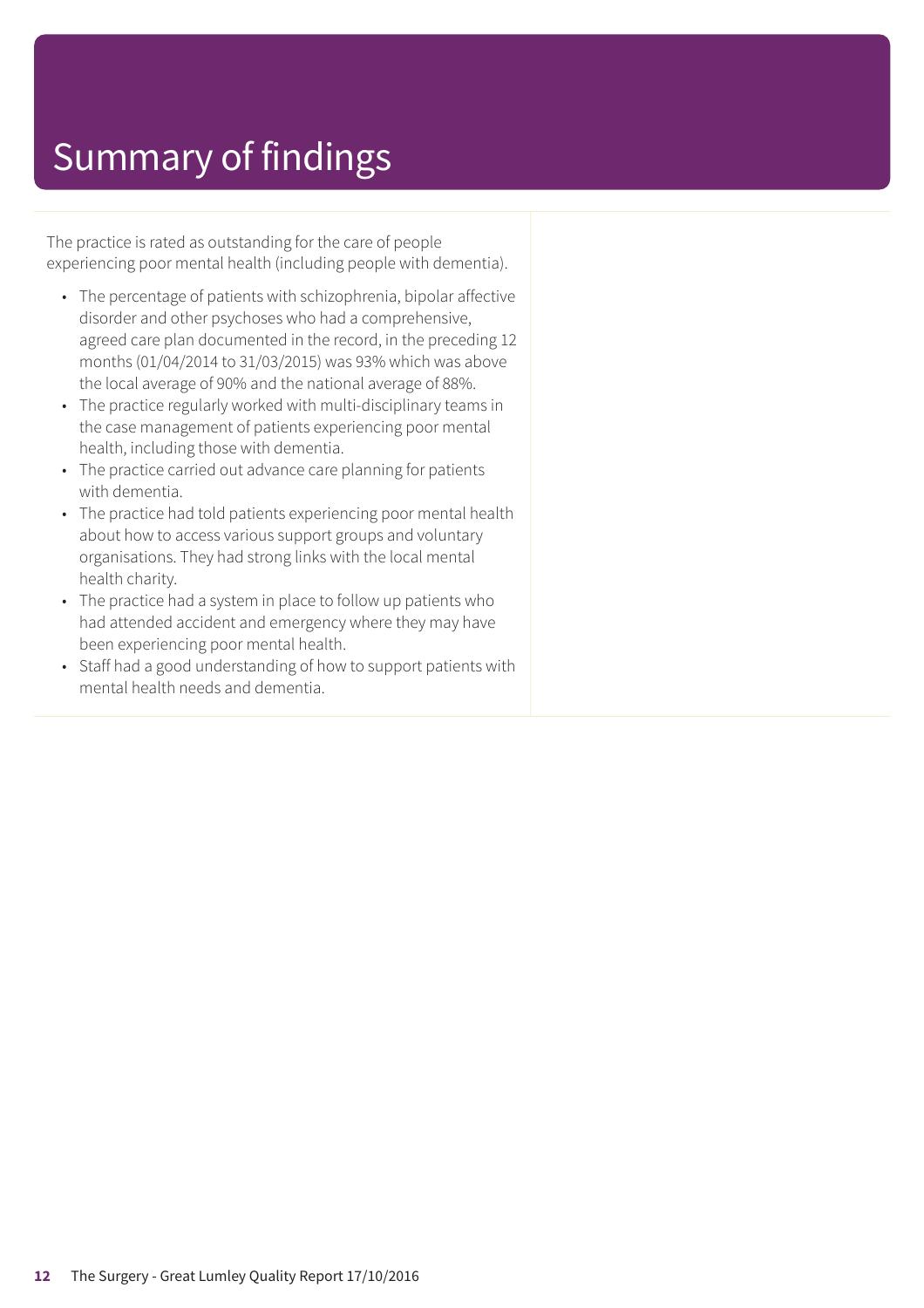# Summary of findings

The practice is rated as outstanding for the care of people experiencing poor mental health (including people with dementia).

- The percentage of patients with schizophrenia, bipolar affective disorder and other psychoses who had a comprehensive, agreed care plan documented in the record, in the preceding 12 months (01/04/2014 to 31/03/2015) was 93% which was above the local average of 90% and the national average of 88%.
- The practice regularly worked with multi-disciplinary teams in the case management of patients experiencing poor mental health, including those with dementia.
- The practice carried out advance care planning for patients with dementia.
- The practice had told patients experiencing poor mental health about how to access various support groups and voluntary organisations. They had strong links with the local mental health charity.
- The practice had a system in place to follow up patients who had attended accident and emergency where they may have been experiencing poor mental health.
- Staff had a good understanding of how to support patients with mental health needs and dementia.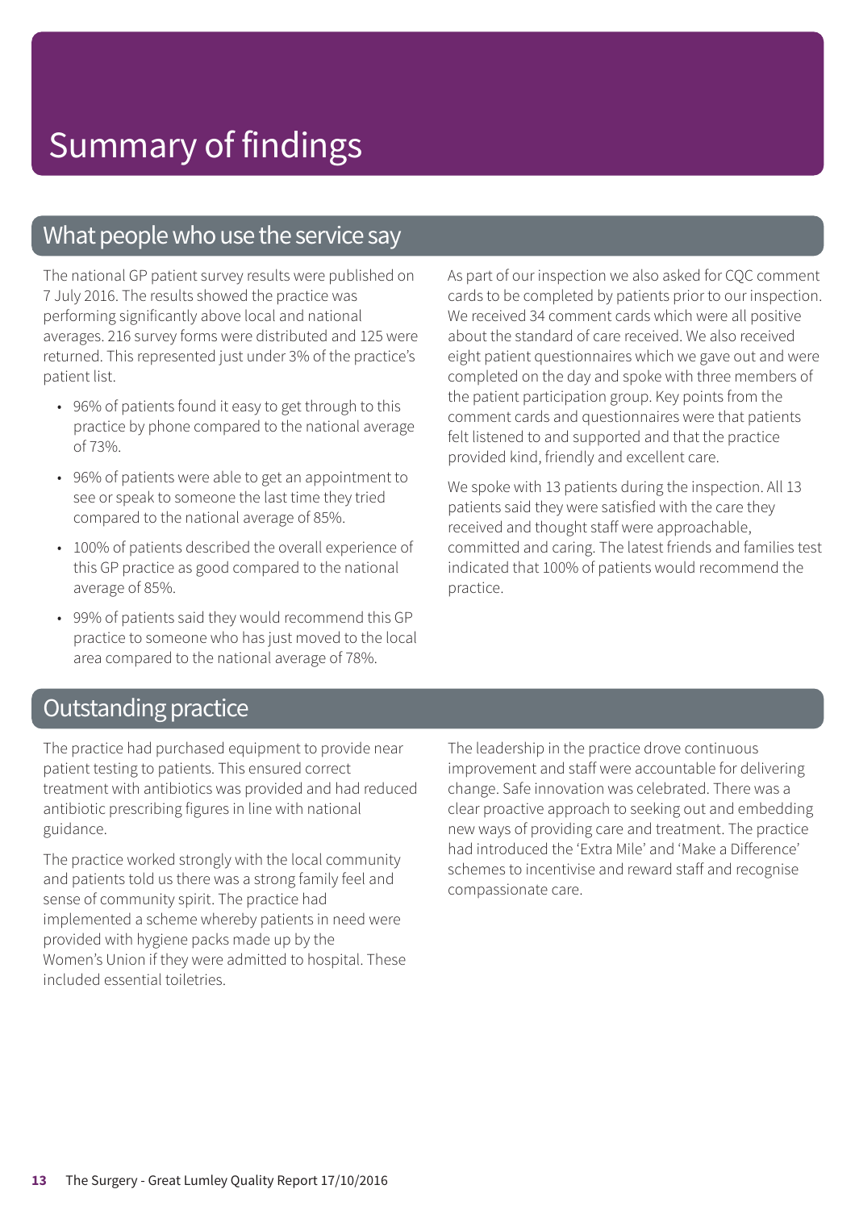# Summary of findings

## What people who use the service say

The national GP patient survey results were published on 7 July 2016. The results showed the practice was performing significantly above local and national averages. 216 survey forms were distributed and 125 were returned. This represented just under 3% of the practice's patient list.

- 96% of patients found it easy to get through to this practice by phone compared to the national average of 73%.
- 96% of patients were able to get an appointment to see or speak to someone the last time they tried compared to the national average of 85%.
- 100% of patients described the overall experience of this GP practice as good compared to the national average of 85%.
- 99% of patients said they would recommend this GP practice to someone who has just moved to the local area compared to the national average of 78%.

As part of our inspection we also asked for CQC comment cards to be completed by patients prior to our inspection. We received 34 comment cards which were all positive about the standard of care received. We also received eight patient questionnaires which we gave out and were completed on the day and spoke with three members of the patient participation group. Key points from the comment cards and questionnaires were that patients felt listened to and supported and that the practice provided kind, friendly and excellent care.

We spoke with 13 patients during the inspection. All 13 patients said they were satisfied with the care they received and thought staff were approachable, committed and caring. The latest friends and families test indicated that 100% of patients would recommend the practice.

## Outstanding practice

The practice had purchased equipment to provide near patient testing to patients. This ensured correct treatment with antibiotics was provided and had reduced antibiotic prescribing figures in line with national guidance.

The practice worked strongly with the local community and patients told us there was a strong family feel and sense of community spirit. The practice had implemented a scheme whereby patients in need were provided with hygiene packs made up by the Women's Union if they were admitted to hospital. These included essential toiletries.

The leadership in the practice drove continuous improvement and staff were accountable for delivering change. Safe innovation was celebrated. There was a clear proactive approach to seeking out and embedding new ways of providing care and treatment. The practice had introduced the 'Extra Mile' and 'Make a Difference' schemes to incentivise and reward staff and recognise compassionate care.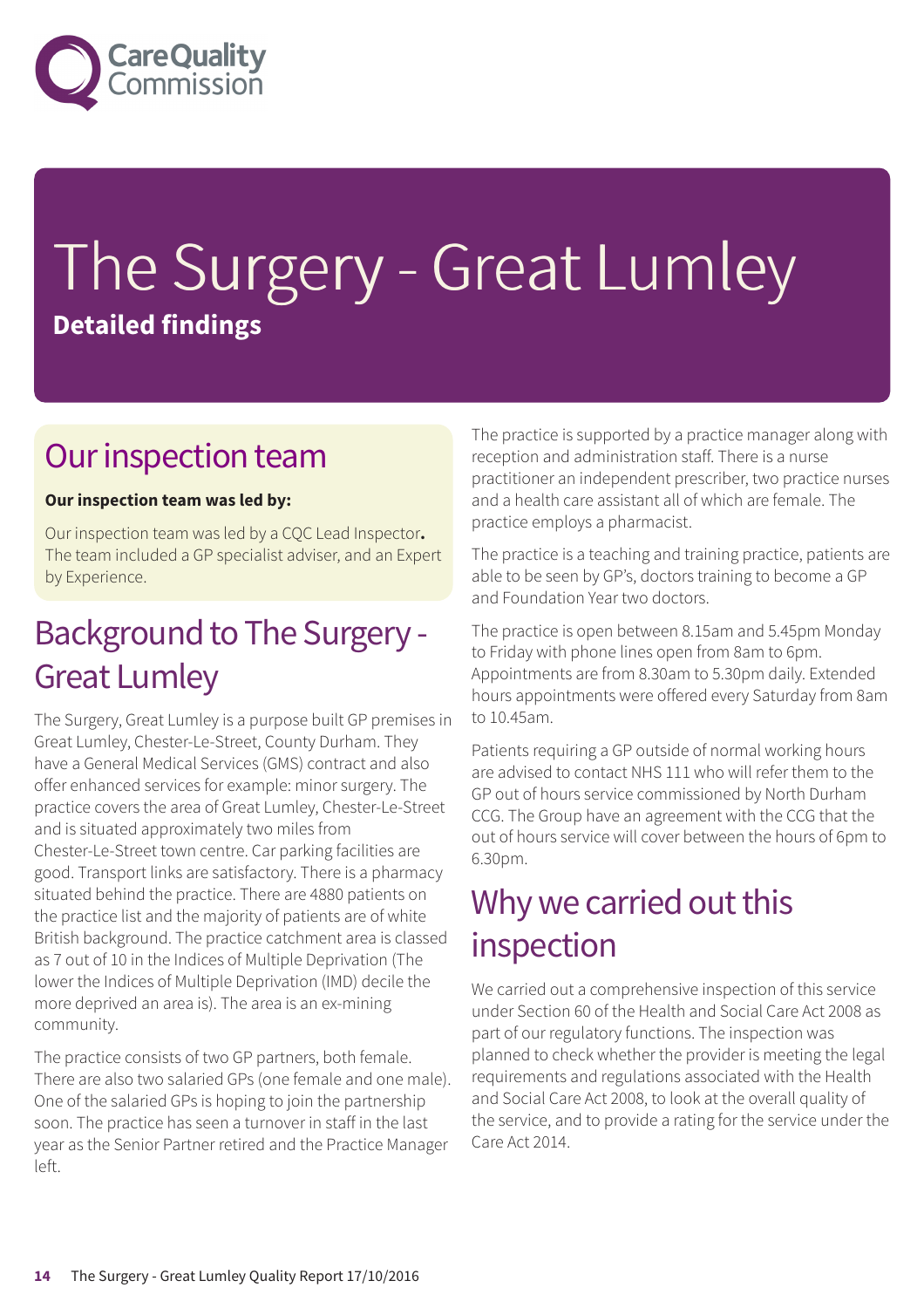# The Surgery - Great Lumley

**Detailed findings**

## Our inspection team

**Our inspection team was led by:**

Our inspection team was led by a CQC Lead Inspector**.** The team included a GP specialist adviser, and an Expert by Experience.

## Background to The Surgery - Great Lumley

The Surgery, Great Lumley is a purpose built GP premises in Great Lumley, Chester-Le-Street, County Durham. They have a General Medical Services (GMS) contract and also offer enhanced services for example: minor surgery. The practice covers the area of Great Lumley, Chester-Le-Street and is situated approximately two miles from Chester-Le-Street town centre. Car parking facilities are good. Transport links are satisfactory. There is a pharmacy situated behind the practice. There are 4880 patients on the practice list and the majority of patients are of white British background. The practice catchment area is classed as 7 out of 10 in the Indices of Multiple Deprivation (The lower the Indices of Multiple Deprivation (IMD) decile the more deprived an area is). The area is an ex-mining community.

The practice consists of two GP partners, both female. There are also two salaried GPs (one female and one male). One of the salaried GPs is hoping to join the partnership soon. The practice has seen a turnover in staff in the last year as the Senior Partner retired and the Practice Manager left.

The practice is supported by a practice manager along with reception and administration staff. There is a nurse practitioner an independent prescriber, two practice nurses and a health care assistant all of which are female. The practice employs a pharmacist.

The practice is a teaching and training practice, patients are able to be seen by GP's, doctors training to become a GP and Foundation Year two doctors.

The practice is open between 8.15am and 5.45pm Monday to Friday with phone lines open from 8am to 6pm. Appointments are from 8.30am to 5.30pm daily. Extended hours appointments were offered every Saturday from 8am to 10.45am.

Patients requiring a GP outside of normal working hours are advised to contact NHS 111 who will refer them to the GP out of hours service commissioned by North Durham CCG. The Group have an agreement with the CCG that the out of hours service will cover between the hours of 6pm to 6.30pm.

## Why we carried out this inspection

We carried out a comprehensive inspection of this service under Section 60 of the Health and Social Care Act 2008 as part of our regulatory functions. The inspection was planned to check whether the provider is meeting the legal requirements and regulations associated with the Health and Social Care Act 2008, to look at the overall quality of the service, and to provide a rating for the service under the Care Act 2014.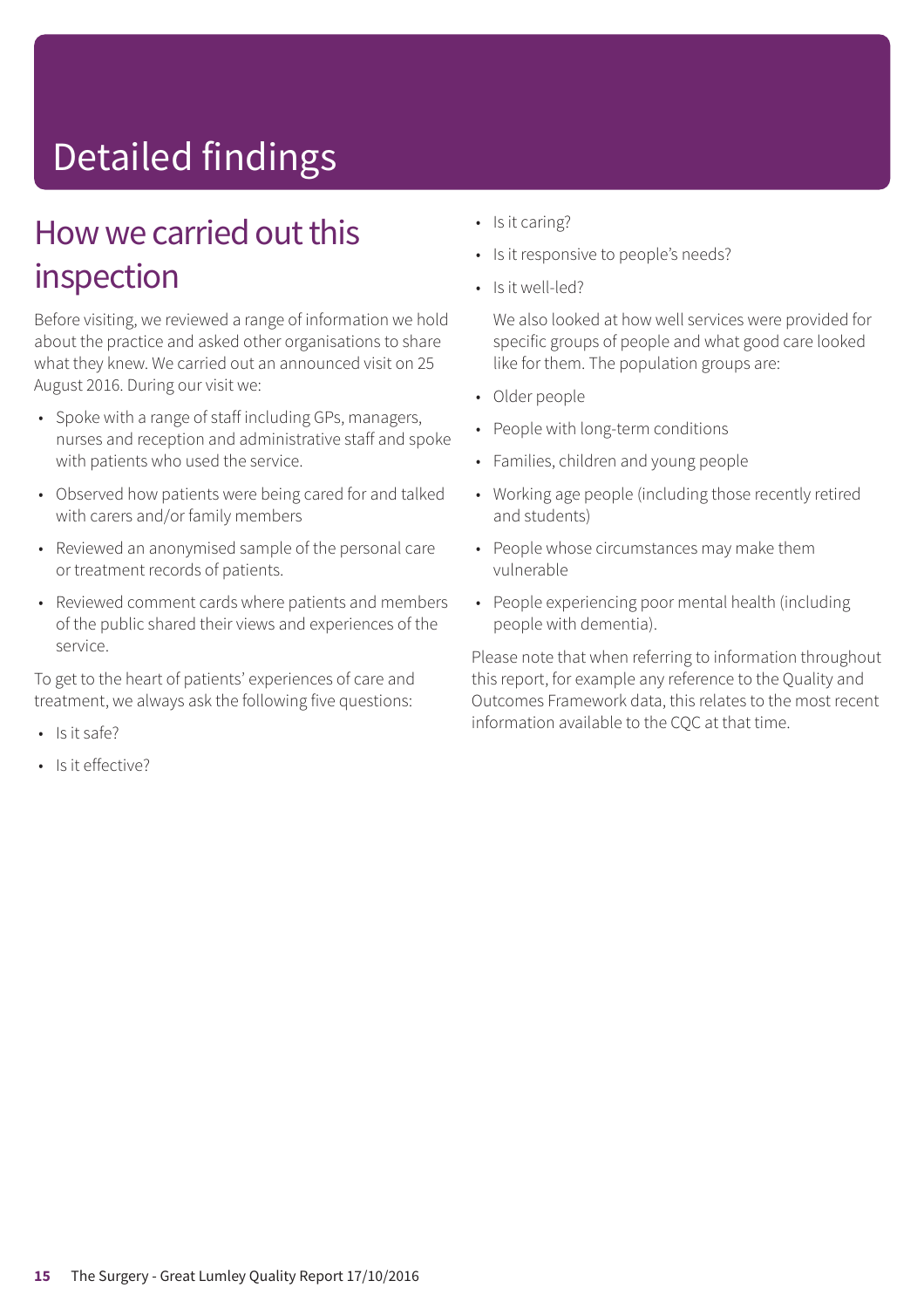# Detailed findings

## How we carried out this inspection

Before visiting, we reviewed a range of information we hold about the practice and asked other organisations to share what they knew. We carried out an announced visit on 25 August 2016. During our visit we:

- Spoke with a range of staff including GPs, managers, nurses and reception and administrative staff and spoke with patients who used the service.
- Observed how patients were being cared for and talked with carers and/or family members
- Reviewed an anonymised sample of the personal care or treatment records of patients.
- Reviewed comment cards where patients and members of the public shared their views and experiences of the service.

To get to the heart of patients' experiences of care and treatment, we always ask the following five questions:

- Is it safe?
- Is it effective?
- Is it caring?
- Is it responsive to people's needs?
- Is it well-led?

We also looked at how well services were provided for specific groups of people and what good care looked like for them. The population groups are:

- Older people
- People with long-term conditions
- Families, children and young people
- Working age people (including those recently retired and students)
- People whose circumstances may make them vulnerable
- People experiencing poor mental health (including people with dementia).

Please note that when referring to information throughout this report, for example any reference to the Quality and Outcomes Framework data, this relates to the most recent information available to the CQC at that time.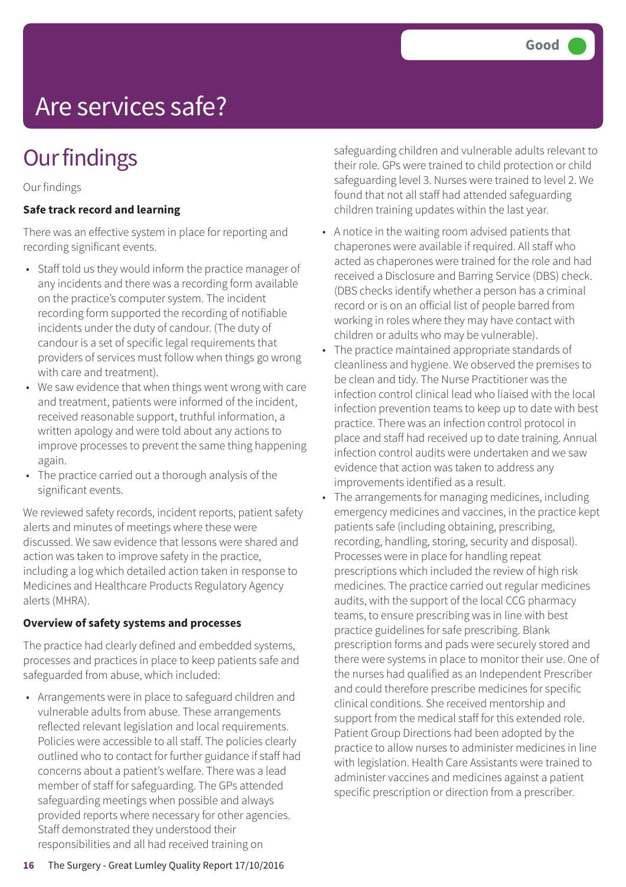# Are services safe?

Good

## Our findings

Our findings

**Safe track record and learning**

There was an effective system in place for reporting and recording significant events.

- Staff told us they would inform the practice manager of any incidents and there was a recording form available on the practice's computer system. The incident recording form supported the recording of notifiable incidents under the duty of candour. (The duty of candour is a set of specific legal requirements that providers of services must follow when things go wrong with care and treatment).
- We saw evidence that when things went wrong with care and treatment, patients were informed of the incident, received reasonable support, truthful information, a written apology and were told about any actions to improve processes to prevent the same thing happening again.
- The practice carried out a thorough analysis of the significant events.

We reviewed safety records, incident reports, patient safety alerts and minutes of meetings where these were discussed. We saw evidence that lessons were shared and action was taken to improve safety in the practice, including a log which detailed action taken in response to Medicines and Healthcare Products Regulatory Agency alerts (MHRA).

**Overview of safety systems and processes**

The practice had clearly defined and embedded systems, processes and practices in place to keep patients safe and safeguarded from abuse, which included:

- Arrangements were in place to safeguard children and vulnerable adults from abuse. These arrangements reflected relevant legislation and local requirements. Policies were accessible to all staff. The policies clearly outlined who to contact for further guidance if staff had concerns about a patient's welfare. There was a lead member of staff for safeguarding. The GPs attended safeguarding meetings when possible and always provided reports where necessary for other agencies. Staff demonstrated they understood their responsibilities and all had received training on safeguarding children and vulnerable adults relevant to their role. GPs were trained to child protection or child safeguarding level 3. Nurses were trained to level 2. We found that not all staff had attended safeguarding children training updates within the last year.
- A notice in the waiting room advised patients that chaperones were available if required. All staff who acted as chaperones were trained for the role and had received a Disclosure and Barring Service (DBS) check. (DBS checks identify whether a person has a criminal record or is on an official list of people barred from working in roles where they may have contact with children or adults who may be vulnerable).
- The practice maintained appropriate standards of cleanliness and hygiene. We observed the premises to be clean and tidy. The Nurse Practitioner was the infection control clinical lead who liaised with the local infection prevention teams to keep up to date with best practice. There was an infection control protocol in place and staff had received up to date training. Annual infection control audits were undertaken and we saw evidence that action was taken to address any improvements identified as a result.
- The arrangements for managing medicines, including emergency medicines and vaccines, in the practice kept patients safe (including obtaining, prescribing, recording, handling, storing, security and disposal). Processes were in place for handling repeat prescriptions which included the review of high risk medicines. The practice carried out regular medicines audits, with the support of the local CCG pharmacy teams, to ensure prescribing was in line with best practice guidelines for safe prescribing. Blank prescription forms and pads were securely stored and there were systems in place to monitor their use. One of the nurses had qualified as an Independent Prescriber and could therefore prescribe medicines for specific clinical conditions. She received mentorship and support from the medical staff for this extended role. Patient Group Directions had been adopted by the practice to allow nurses to administer medicines in line with legislation. Health Care Assistants were trained to administer vaccines and medicines against a patient specific prescription or direction from a prescriber.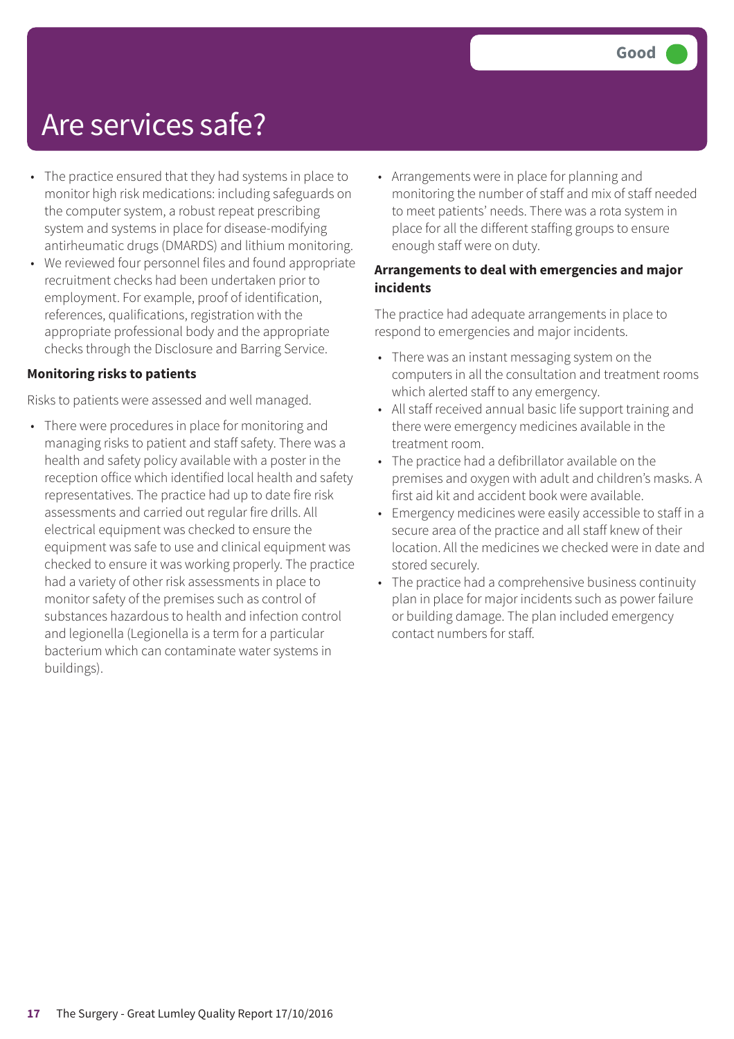# Are services safe?

Good

- The practice ensured that they had systems in place to monitor high risk medications: including safeguards on the computer system, a robust repeat prescribing system and systems in place for disease-modifying antirheumatic drugs (DMARDS) and lithium monitoring.
- We reviewed four personnel files and found appropriate recruitment checks had been undertaken prior to employment. For example, proof of identification, references, qualifications, registration with the appropriate professional body and the appropriate checks through the Disclosure and Barring Service.

**Monitoring risks to patients**

Risks to patients were assessed and well managed.

- There were procedures in place for monitoring and managing risks to patient and staff safety. There was a health and safety policy available with a poster in the reception office which identified local health and safety representatives. The practice had up to date fire risk assessments and carried out regular fire drills. All electrical equipment was checked to ensure the equipment was safe to use and clinical equipment was checked to ensure it was working properly. The practice had a variety of other risk assessments in place to monitor safety of the premises such as control of substances hazardous to health and infection control and legionella (Legionella is a term for a particular bacterium which can contaminate water systems in buildings).
- Arrangements were in place for planning and monitoring the number of staff and mix of staff needed to meet patients' needs. There was a rota system in place for all the different staffing groups to ensure enough staff were on duty.

**Arrangements to deal with emergencies and major incidents**

The practice had adequate arrangements in place to respond to emergencies and major incidents.

- There was an instant messaging system on the computers in all the consultation and treatment rooms which alerted staff to any emergency.
- All staff received annual basic life support training and there were emergency medicines available in the treatment room.
- The practice had a defibrillator available on the premises and oxygen with adult and children's masks. A first aid kit and accident book were available.
- Emergency medicines were easily accessible to staff in a secure area of the practice and all staff knew of their location. All the medicines we checked were in date and stored securely.
- The practice had a comprehensive business continuity plan in place for major incidents such as power failure or building damage. The plan included emergency contact numbers for staff.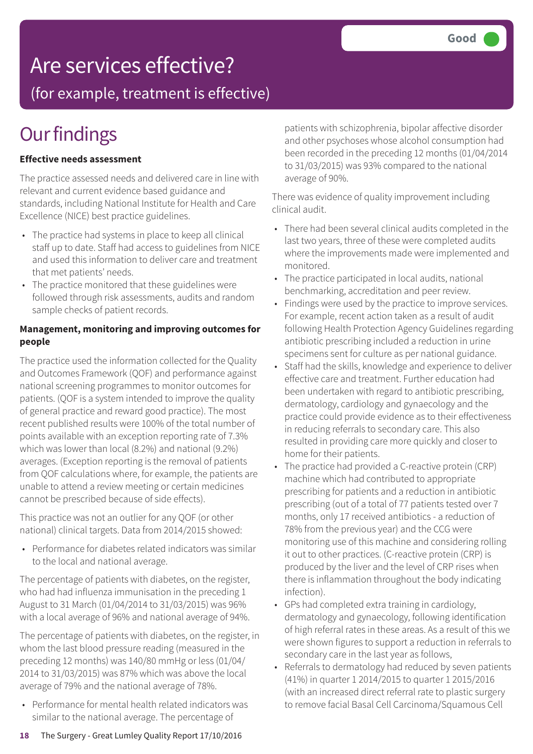# Are services effective?

## (for example, treatment is effective)

**Good**

# Our findings

**Effective needs assessment**

The practice assessed needs and delivered care in line with relevant and current evidence based guidance and standards, including National Institute for Health and Care Excellence (NICE) best practice guidelines.

- The practice had systems in place to keep all clinical staff up to date. Staff had access to guidelines from NICE and used this information to deliver care and treatment that met patients' needs.
- The practice monitored that these guidelines were followed through risk assessments, audits and random sample checks of patient records.

**Management, monitoring and improving outcomes for people**

The practice used the information collected for the Quality and Outcomes Framework (QOF) and performance against national screening programmes to monitor outcomes for patients. (QOF is a system intended to improve the quality of general practice and reward good practice). The most recent published results were 100% of the total number of points available with an exception reporting rate of 7.3% which was lower than local (8.2%) and national (9.2%) averages. (Exception reporting is the removal of patients from QOF calculations where, for example, the patients are unable to attend a review meeting or certain medicines cannot be prescribed because of side effects).

This practice was not an outlier for any QOF (or other national) clinical targets. Data from 2014/2015 showed:

- Performance for diabetes related indicators was similar to the local and national average.

The percentage of patients with diabetes, on the register, who had had influenza immunisation in the preceding 1 August to 31 March (01/04/2014 to 31/03/2015) was 96% with a local average of 96% and national average of 94%.

The percentage of patients with diabetes, on the register, in whom the last blood pressure reading (measured in the preceding 12 months) was 140/80 mmHg or less (01/04/2014 to 31/03/2015) was 87% which was above the local average of 79% and the national average of 78%.

- Performance for mental health related indicators was similar to the national average. The percentage of patients with schizophrenia, bipolar affective disorder and other psychoses whose alcohol consumption had been recorded in the preceding 12 months (01/04/2014 to 31/03/2015) was 93% compared to the national average of 90%.

There was evidence of quality improvement including clinical audit.

- There had been several clinical audits completed in the last two years, three of these were completed audits where the improvements made were implemented and monitored.
- The practice participated in local audits, national benchmarking, accreditation and peer review.
- Findings were used by the practice to improve services. For example, recent action taken as a result of audit following Health Protection Agency Guidelines regarding antibiotic prescribing included a reduction in urine specimens sent for culture as per national guidance.
- Staff had the skills, knowledge and experience to deliver effective care and treatment. Further education had been undertaken with regard to antibiotic prescribing, dermatology, cardiology and gynaecology and the practice could provide evidence as to their effectiveness in reducing referrals to secondary care. This also resulted in providing care more quickly and closer to home for their patients.
- The practice had provided a C-reactive protein (CRP) machine which had contributed to appropriate prescribing for patients and a reduction in antibiotic prescribing (out of a total of 77 patients tested over 7 months, only 17 received antibiotics - a reduction of 78% from the previous year) and the CCG were monitoring use of this machine and considering rolling it out to other practices. (C-reactive protein (CRP) is produced by the liver and the level of CRP rises when there is inflammation throughout the body indicating infection).
- GPs had completed extra training in cardiology, dermatology and gynaecology, following identification of high referral rates in these areas. As a result of this we were shown figures to support a reduction in referrals to secondary care in the last year as follows,
- Referrals to dermatology had reduced by seven patients (41%) in quarter 1 2014/2015 to quarter 1 2015/2016 (with an increased direct referral rate to plastic surgery to remove facial Basal Cell Carcinoma/Squamous Cell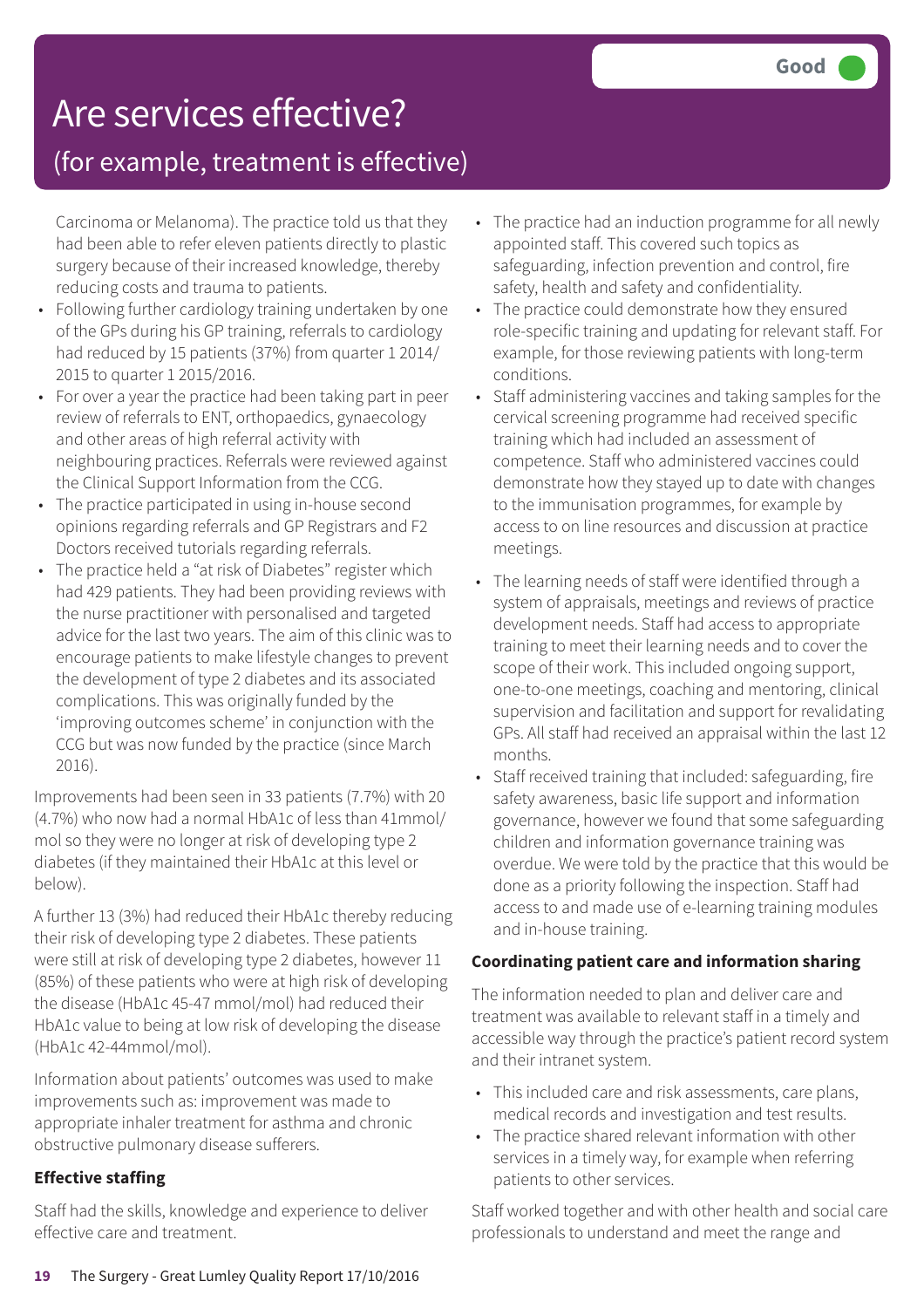# Are services effective?

## (for example, treatment is effective)

**Good**

Carcinoma or Melanoma). The practice told us that they had been able to refer eleven patients directly to plastic surgery because of their increased knowledge, thereby reducing costs and trauma to patients.

- Following further cardiology training undertaken by one of the GPs during his GP training, referrals to cardiology had reduced by 15 patients (37%) from quarter 1 2014/2015 to quarter 1 2015/2016.
- For over a year the practice had been taking part in peer review of referrals to ENT, orthopaedics, gynaecology and other areas of high referral activity with neighbouring practices. Referrals were reviewed against the Clinical Support Information from the CCG.
- The practice participated in using in-house second opinions regarding referrals and GP Registrars and F2 Doctors received tutorials regarding referrals.
- The practice held a "at risk of Diabetes" register which had 429 patients. They had been providing reviews with the nurse practitioner with personalised and targeted advice for the last two years. The aim of this clinic was to encourage patients to make lifestyle changes to prevent the development of type 2 diabetes and its associated complications. This was originally funded by the 'improving outcomes scheme' in conjunction with the CCG but was now funded by the practice (since March 2016).

Improvements had been seen in 33 patients (7.7%) with 20 (4.7%) who now had a normal HbA1c of less than 41mmol/mol so they were no longer at risk of developing type 2 diabetes (if they maintained their HbA1c at this level or below).

A further 13 (3%) had reduced their HbA1c thereby reducing their risk of developing type 2 diabetes. These patients were still at risk of developing type 2 diabetes, however 11 (85%) of these patients who were at high risk of developing the disease (HbA1c 45-47 mmol/mol) had reduced their HbA1c value to being at low risk of developing the disease (HbA1c 42-44mmol/mol).

Information about patients' outcomes was used to make improvements such as: improvement was made to appropriate inhaler treatment for asthma and chronic obstructive pulmonary disease sufferers.

**Effective staffing**

Staff had the skills, knowledge and experience to deliver effective care and treatment.

- The practice had an induction programme for all newly appointed staff. This covered such topics as safeguarding, infection prevention and control, fire safety, health and safety and confidentiality.
- The practice could demonstrate how they ensured role-specific training and updating for relevant staff. For example, for those reviewing patients with long-term conditions.
- Staff administering vaccines and taking samples for the cervical screening programme had received specific training which had included an assessment of competence. Staff who administered vaccines could demonstrate how they stayed up to date with changes to the immunisation programmes, for example by access to on line resources and discussion at practice meetings.
- The learning needs of staff were identified through a system of appraisals, meetings and reviews of practice development needs. Staff had access to appropriate training to meet their learning needs and to cover the scope of their work. This included ongoing support, one-to-one meetings, coaching and mentoring, clinical supervision and facilitation and support for revalidating GPs. All staff had received an appraisal within the last 12 months.
- Staff received training that included: safeguarding, fire safety awareness, basic life support and information governance, however we found that some safeguarding children and information governance training was overdue. We were told by the practice that this would be done as a priority following the inspection. Staff had access to and made use of e-learning training modules and in-house training.

**Coordinating patient care and information sharing**

The information needed to plan and deliver care and treatment was available to relevant staff in a timely and accessible way through the practice's patient record system and their intranet system.

- This included care and risk assessments, care plans, medical records and investigation and test results.
- The practice shared relevant information with other services in a timely way, for example when referring patients to other services.

Staff worked together and with other health and social care professionals to understand and meet the range and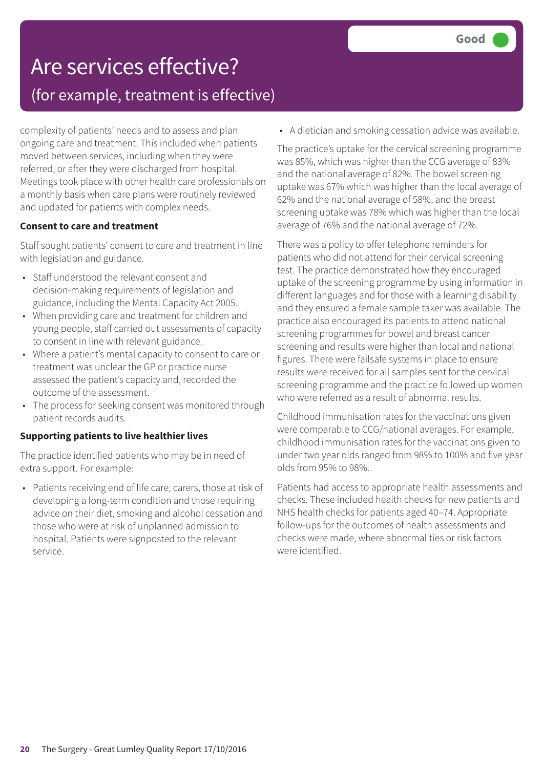# Are services effective?

## (for example, treatment is effective)

Good

complexity of patients' needs and to assess and plan ongoing care and treatment. This included when patients moved between services, including when they were referred, or after they were discharged from hospital. Meetings took place with other health care professionals on a monthly basis when care plans were routinely reviewed and updated for patients with complex needs.

**Consent to care and treatment**

Staff sought patients' consent to care and treatment in line with legislation and guidance.

- Staff understood the relevant consent and decision-making requirements of legislation and guidance, including the Mental Capacity Act 2005.
- When providing care and treatment for children and young people, staff carried out assessments of capacity to consent in line with relevant guidance.
- Where a patient's mental capacity to consent to care or treatment was unclear the GP or practice nurse assessed the patient's capacity and, recorded the outcome of the assessment.
- The process for seeking consent was monitored through patient records audits.

**Supporting patients to live healthier lives**

The practice identified patients who may be in need of extra support. For example:

- Patients receiving end of life care, carers, those at risk of developing a long-term condition and those requiring advice on their diet, smoking and alcohol cessation and those who were at risk of unplanned admission to hospital. Patients were signposted to the relevant service.
- A dietician and smoking cessation advice was available.

The practice's uptake for the cervical screening programme was 85%, which was higher than the CCG average of 83% and the national average of 82%. The bowel screening uptake was 67% which was higher than the local average of 62% and the national average of 58%, and the breast screening uptake was 78% which was higher than the local average of 76% and the national average of 72%.

There was a policy to offer telephone reminders for patients who did not attend for their cervical screening test. The practice demonstrated how they encouraged uptake of the screening programme by using information in different languages and for those with a learning disability and they ensured a female sample taker was available. The practice also encouraged its patients to attend national screening programmes for bowel and breast cancer screening and results were higher than local and national figures. There were failsafe systems in place to ensure results were received for all samples sent for the cervical screening programme and the practice followed up women who were referred as a result of abnormal results.

Childhood immunisation rates for the vaccinations given were comparable to CCG/national averages. For example, childhood immunisation rates for the vaccinations given to under two year olds ranged from 98% to 100% and five year olds from 95% to 98%.

Patients had access to appropriate health assessments and checks. These included health checks for new patients and NHS health checks for patients aged 40–74. Appropriate follow-ups for the outcomes of health assessments and checks were made, where abnormalities or risk factors were identified.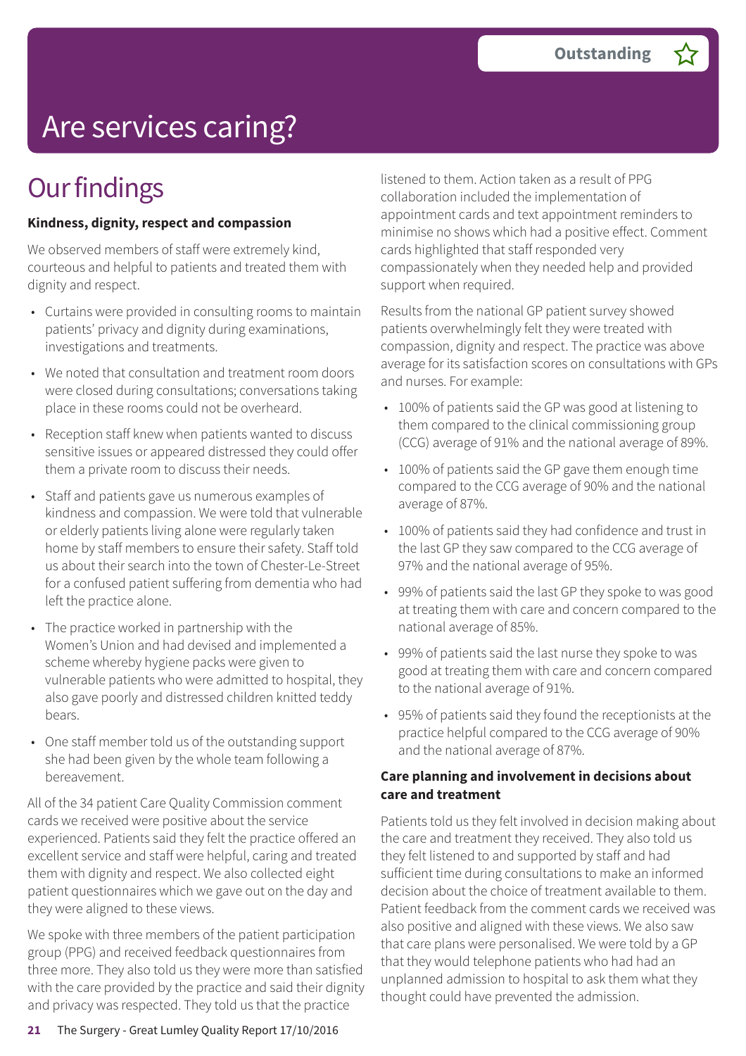Outstanding

# Are services caring?

## Our findings

**Kindness, dignity, respect and compassion**

We observed members of staff were extremely kind, courteous and helpful to patients and treated them with dignity and respect.

- Curtains were provided in consulting rooms to maintain patients' privacy and dignity during examinations, investigations and treatments.
- We noted that consultation and treatment room doors were closed during consultations; conversations taking place in these rooms could not be overheard.
- Reception staff knew when patients wanted to discuss sensitive issues or appeared distressed they could offer them a private room to discuss their needs.
- Staff and patients gave us numerous examples of kindness and compassion. We were told that vulnerable or elderly patients living alone were regularly taken home by staff members to ensure their safety. Staff told us about their search into the town of Chester-Le-Street for a confused patient suffering from dementia who had left the practice alone.
- The practice worked in partnership with the Women's Union and had devised and implemented a scheme whereby hygiene packs were given to vulnerable patients who were admitted to hospital, they also gave poorly and distressed children knitted teddy bears.
- One staff member told us of the outstanding support she had been given by the whole team following a bereavement.

All of the 34 patient Care Quality Commission comment cards we received were positive about the service experienced. Patients said they felt the practice offered an excellent service and staff were helpful, caring and treated them with dignity and respect. We also collected eight patient questionnaires which we gave out on the day and they were aligned to these views.

We spoke with three members of the patient participation group (PPG) and received feedback questionnaires from three more. They also told us they were more than satisfied with the care provided by the practice and said their dignity and privacy was respected. They told us that the practice listened to them. Action taken as a result of PPG collaboration included the implementation of appointment cards and text appointment reminders to minimise no shows which had a positive effect. Comment cards highlighted that staff responded very compassionately when they needed help and provided support when required.

Results from the national GP patient survey showed patients overwhelmingly felt they were treated with compassion, dignity and respect. The practice was above average for its satisfaction scores on consultations with GPs and nurses. For example:

- 100% of patients said the GP was good at listening to them compared to the clinical commissioning group (CCG) average of 91% and the national average of 89%.
- 100% of patients said the GP gave them enough time compared to the CCG average of 90% and the national average of 87%.
- 100% of patients said they had confidence and trust in the last GP they saw compared to the CCG average of 97% and the national average of 95%.
- 99% of patients said the last GP they spoke to was good at treating them with care and concern compared to the national average of 85%.
- 99% of patients said the last nurse they spoke to was good at treating them with care and concern compared to the national average of 91%.
- 95% of patients said they found the receptionists at the practice helpful compared to the CCG average of 90% and the national average of 87%.

**Care planning and involvement in decisions about care and treatment**

Patients told us they felt involved in decision making about the care and treatment they received. They also told us they felt listened to and supported by staff and had sufficient time during consultations to make an informed decision about the choice of treatment available to them. Patient feedback from the comment cards we received was also positive and aligned with these views. We also saw that care plans were personalised. We were told by a GP that they would telephone patients who had had an unplanned admission to hospital to ask them what they thought could have prevented the admission.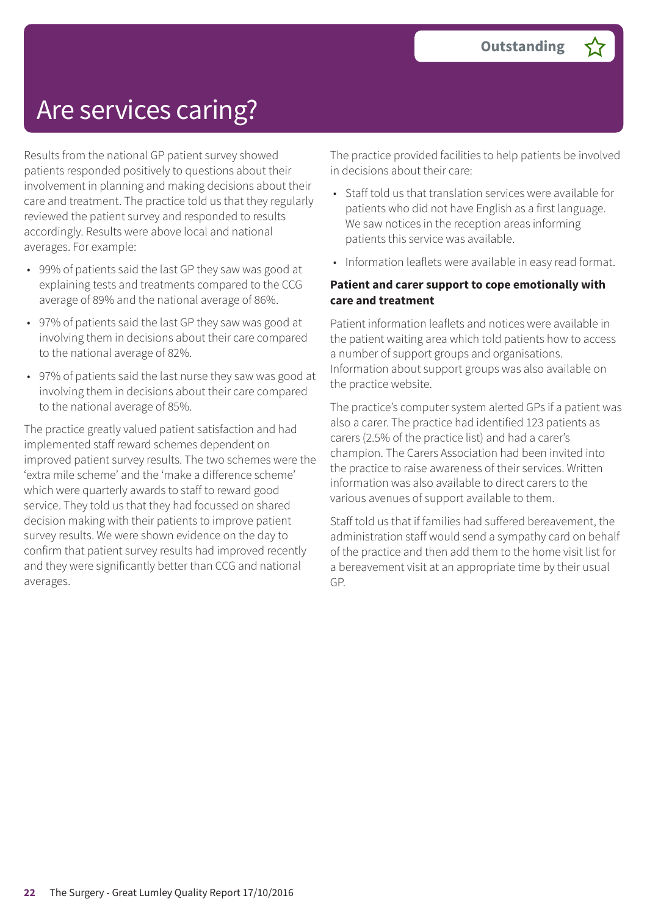Outstanding ☆

# Are services caring?

Results from the national GP patient survey showed patients responded positively to questions about their involvement in planning and making decisions about their care and treatment. The practice told us that they regularly reviewed the patient survey and responded to results accordingly. Results were above local and national averages. For example:

- 99% of patients said the last GP they saw was good at explaining tests and treatments compared to the CCG average of 89% and the national average of 86%.
- 97% of patients said the last GP they saw was good at involving them in decisions about their care compared to the national average of 82%.
- 97% of patients said the last nurse they saw was good at involving them in decisions about their care compared to the national average of 85%.

The practice greatly valued patient satisfaction and had implemented staff reward schemes dependent on improved patient survey results. The two schemes were the 'extra mile scheme' and the 'make a difference scheme' which were quarterly awards to staff to reward good service. They told us that they had focussed on shared decision making with their patients to improve patient survey results. We were shown evidence on the day to confirm that patient survey results had improved recently and they were significantly better than CCG and national averages.

The practice provided facilities to help patients be involved in decisions about their care:

- Staff told us that translation services were available for patients who did not have English as a first language. We saw notices in the reception areas informing patients this service was available.
- Information leaflets were available in easy read format.

**Patient and carer support to cope emotionally with care and treatment**

Patient information leaflets and notices were available in the patient waiting area which told patients how to access a number of support groups and organisations. Information about support groups was also available on the practice website.

The practice's computer system alerted GPs if a patient was also a carer. The practice had identified 123 patients as carers (2.5% of the practice list) and had a carer's champion. The Carers Association had been invited into the practice to raise awareness of their services. Written information was also available to direct carers to the various avenues of support available to them.

Staff told us that if families had suffered bereavement, the administration staff would send a sympathy card on behalf of the practice and then add them to the home visit list for a bereavement visit at an appropriate time by their usual GP.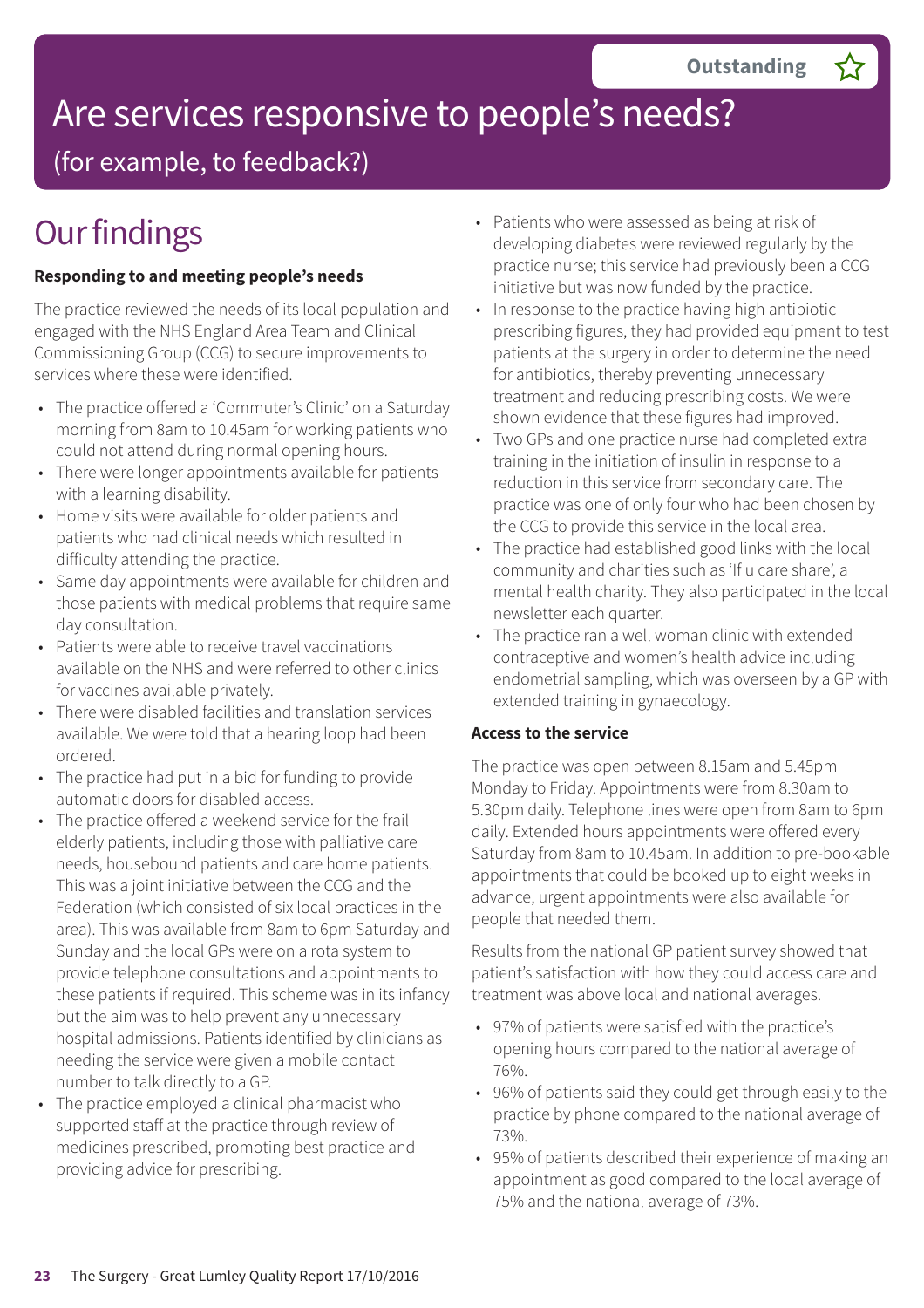Outstanding

# Are services responsive to people's needs?

(for example, to feedback?)

## Our findings

**Responding to and meeting people's needs**

The practice reviewed the needs of its local population and engaged with the NHS England Area Team and Clinical Commissioning Group (CCG) to secure improvements to services where these were identified.

- The practice offered a 'Commuter's Clinic' on a Saturday morning from 8am to 10.45am for working patients who could not attend during normal opening hours.
- There were longer appointments available for patients with a learning disability.
- Home visits were available for older patients and patients who had clinical needs which resulted in difficulty attending the practice.
- Same day appointments were available for children and those patients with medical problems that require same day consultation.
- Patients were able to receive travel vaccinations available on the NHS and were referred to other clinics for vaccines available privately.
- There were disabled facilities and translation services available. We were told that a hearing loop had been ordered.
- The practice had put in a bid for funding to provide automatic doors for disabled access.
- The practice offered a weekend service for the frail elderly patients, including those with palliative care needs, housebound patients and care home patients. This was a joint initiative between the CCG and the Federation (which consisted of six local practices in the area). This was available from 8am to 6pm Saturday and Sunday and the local GPs were on a rota system to provide telephone consultations and appointments to these patients if required. This scheme was in its infancy but the aim was to help prevent any unnecessary hospital admissions. Patients identified by clinicians as needing the service were given a mobile contact number to talk directly to a GP.
- The practice employed a clinical pharmacist who supported staff at the practice through review of medicines prescribed, promoting best practice and providing advice for prescribing.
- Patients who were assessed as being at risk of developing diabetes were reviewed regularly by the practice nurse; this service had previously been a CCG initiative but was now funded by the practice.
- In response to the practice having high antibiotic prescribing figures, they had provided equipment to test patients at the surgery in order to determine the need for antibiotics, thereby preventing unnecessary treatment and reducing prescribing costs. We were shown evidence that these figures had improved.
- Two GPs and one practice nurse had completed extra training in the initiation of insulin in response to a reduction in this service from secondary care. The practice was one of only four who had been chosen by the CCG to provide this service in the local area.
- The practice had established good links with the local community and charities such as 'If u care share', a mental health charity. They also participated in the local newsletter each quarter.
- The practice ran a well woman clinic with extended contraceptive and women's health advice including endometrial sampling, which was overseen by a GP with extended training in gynaecology.

**Access to the service**

The practice was open between 8.15am and 5.45pm Monday to Friday. Appointments were from 8.30am to 5.30pm daily. Telephone lines were open from 8am to 6pm daily. Extended hours appointments were offered every Saturday from 8am to 10.45am. In addition to pre-bookable appointments that could be booked up to eight weeks in advance, urgent appointments were also available for people that needed them.

Results from the national GP patient survey showed that patient's satisfaction with how they could access care and treatment was above local and national averages.

- 97% of patients were satisfied with the practice's opening hours compared to the national average of 76%.
- 96% of patients said they could get through easily to the practice by phone compared to the national average of 73%.
- 95% of patients described their experience of making an appointment as good compared to the local average of 75% and the national average of 73%.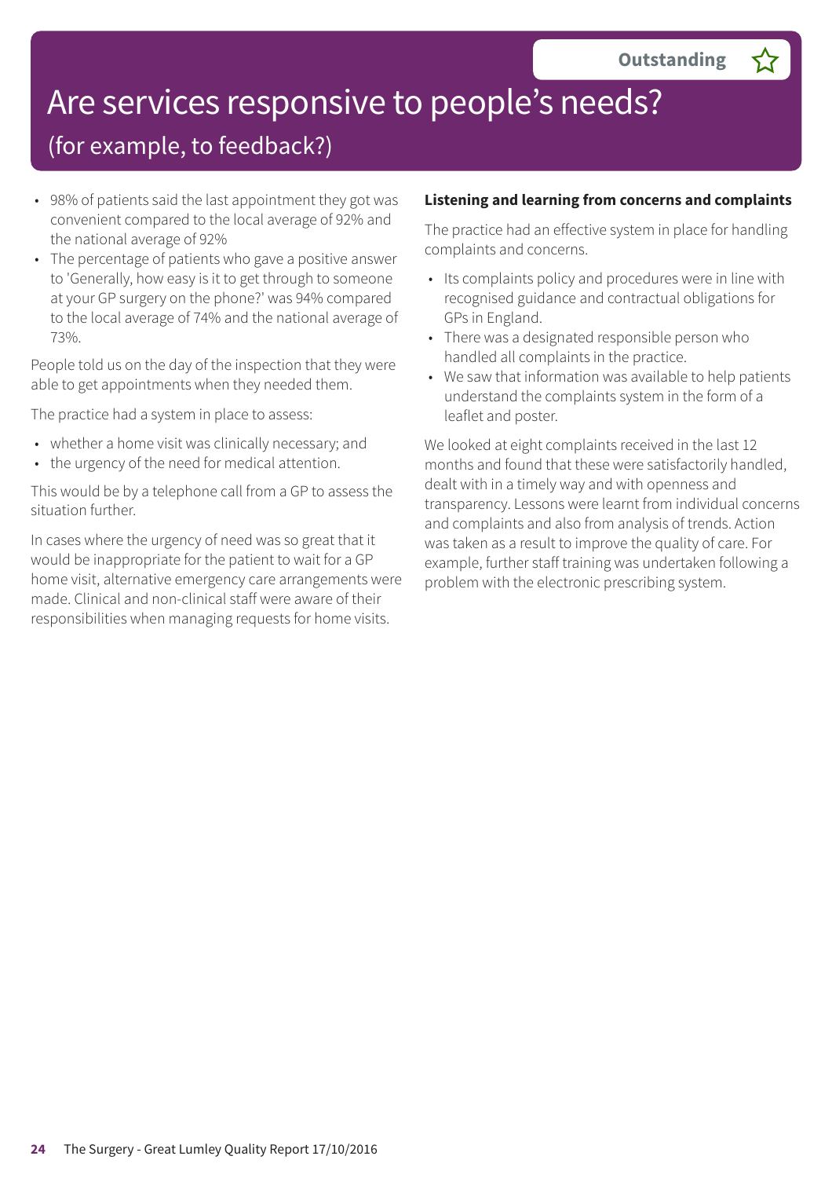Outstanding

# Are services responsive to people's needs?

## (for example, to feedback?)

- 98% of patients said the last appointment they got was convenient compared to the local average of 92% and the national average of 92%
- The percentage of patients who gave a positive answer to 'Generally, how easy is it to get through to someone at your GP surgery on the phone?' was 94% compared to the local average of 74% and the national average of 73%.

People told us on the day of the inspection that they were able to get appointments when they needed them.

The practice had a system in place to assess:

- whether a home visit was clinically necessary; and
- the urgency of the need for medical attention.

This would be by a telephone call from a GP to assess the situation further.

In cases where the urgency of need was so great that it would be inappropriate for the patient to wait for a GP home visit, alternative emergency care arrangements were made. Clinical and non-clinical staff were aware of their responsibilities when managing requests for home visits.

**Listening and learning from concerns and complaints**

The practice had an effective system in place for handling complaints and concerns.

- Its complaints policy and procedures were in line with recognised guidance and contractual obligations for GPs in England.
- There was a designated responsible person who handled all complaints in the practice.
- We saw that information was available to help patients understand the complaints system in the form of a leaflet and poster.

We looked at eight complaints received in the last 12 months and found that these were satisfactorily handled, dealt with in a timely way and with openness and transparency. Lessons were learnt from individual concerns and complaints and also from analysis of trends. Action was taken as a result to improve the quality of care. For example, further staff training was undertaken following a problem with the electronic prescribing system.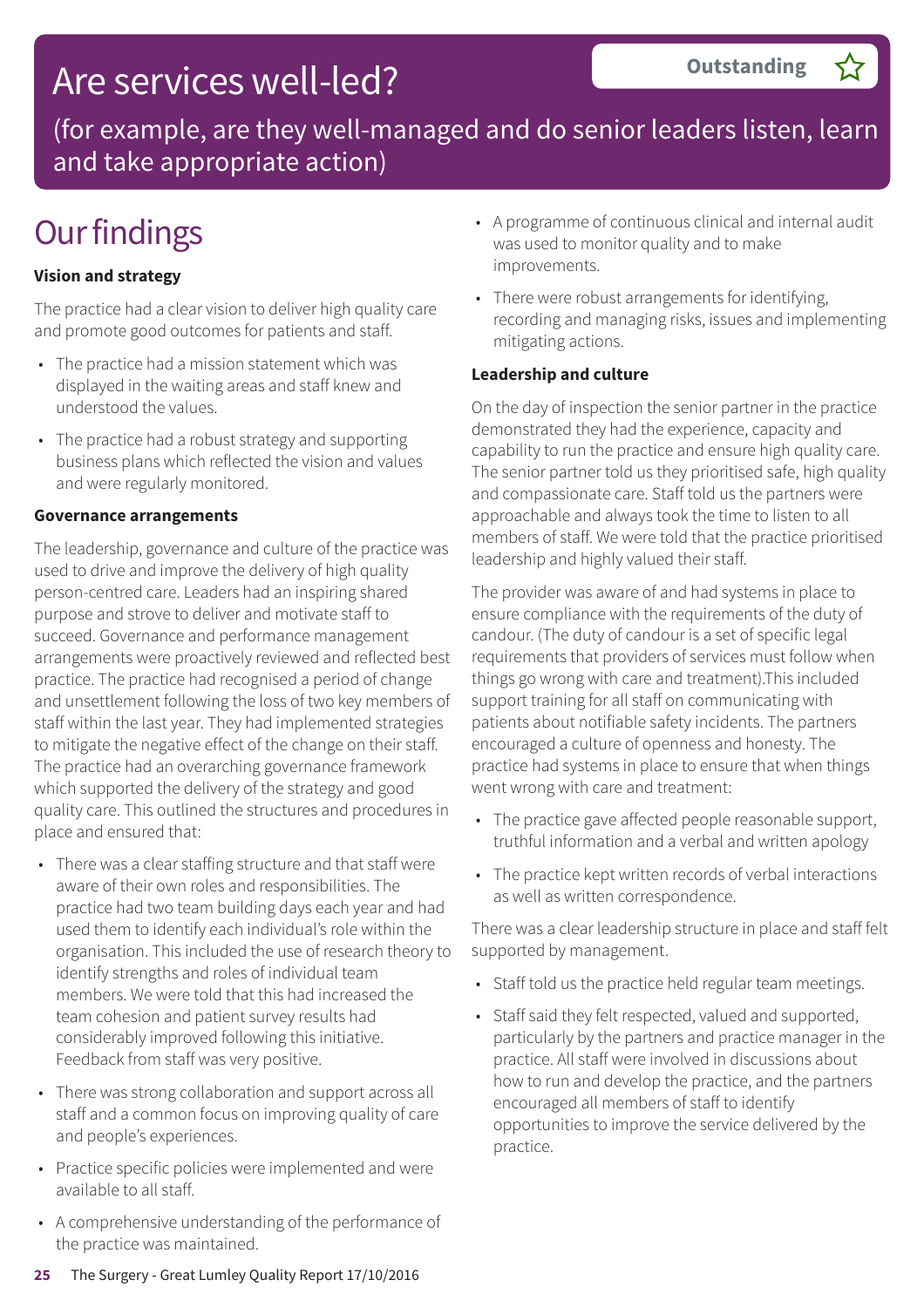# Are services well-led?

**Outstanding** ☆

(for example, are they well-managed and do senior leaders listen, learn and take appropriate action)

## Our findings

**Vision and strategy**

The practice had a clear vision to deliver high quality care and promote good outcomes for patients and staff.

- The practice had a mission statement which was displayed in the waiting areas and staff knew and understood the values.
- The practice had a robust strategy and supporting business plans which reflected the vision and values and were regularly monitored.

**Governance arrangements**

The leadership, governance and culture of the practice was used to drive and improve the delivery of high quality person-centred care. Leaders had an inspiring shared purpose and strove to deliver and motivate staff to succeed. Governance and performance management arrangements were proactively reviewed and reflected best practice. The practice had recognised a period of change and unsettlement following the loss of two key members of staff within the last year. They had implemented strategies to mitigate the negative effect of the change on their staff. The practice had an overarching governance framework which supported the delivery of the strategy and good quality care. This outlined the structures and procedures in place and ensured that:

- There was a clear staffing structure and that staff were aware of their own roles and responsibilities. The practice had two team building days each year and had used them to identify each individual's role within the organisation. This included the use of research theory to identify strengths and roles of individual team members. We were told that this had increased the team cohesion and patient survey results had considerably improved following this initiative. Feedback from staff was very positive.
- There was strong collaboration and support across all staff and a common focus on improving quality of care and people's experiences.
- Practice specific policies were implemented and were available to all staff.
- A comprehensive understanding of the performance of the practice was maintained.
- A programme of continuous clinical and internal audit was used to monitor quality and to make improvements.
- There were robust arrangements for identifying, recording and managing risks, issues and implementing mitigating actions.

**Leadership and culture**

On the day of inspection the senior partner in the practice demonstrated they had the experience, capacity and capability to run the practice and ensure high quality care. The senior partner told us they prioritised safe, high quality and compassionate care. Staff told us the partners were approachable and always took the time to listen to all members of staff. We were told that the practice prioritised leadership and highly valued their staff.

The provider was aware of and had systems in place to ensure compliance with the requirements of the duty of candour. (The duty of candour is a set of specific legal requirements that providers of services must follow when things go wrong with care and treatment).This included support training for all staff on communicating with patients about notifiable safety incidents. The partners encouraged a culture of openness and honesty. The practice had systems in place to ensure that when things went wrong with care and treatment:

- The practice gave affected people reasonable support, truthful information and a verbal and written apology
- The practice kept written records of verbal interactions as well as written correspondence.

There was a clear leadership structure in place and staff felt supported by management.

- Staff told us the practice held regular team meetings.
- Staff said they felt respected, valued and supported, particularly by the partners and practice manager in the practice. All staff were involved in discussions about how to run and develop the practice, and the partners encouraged all members of staff to identify opportunities to improve the service delivered by the practice.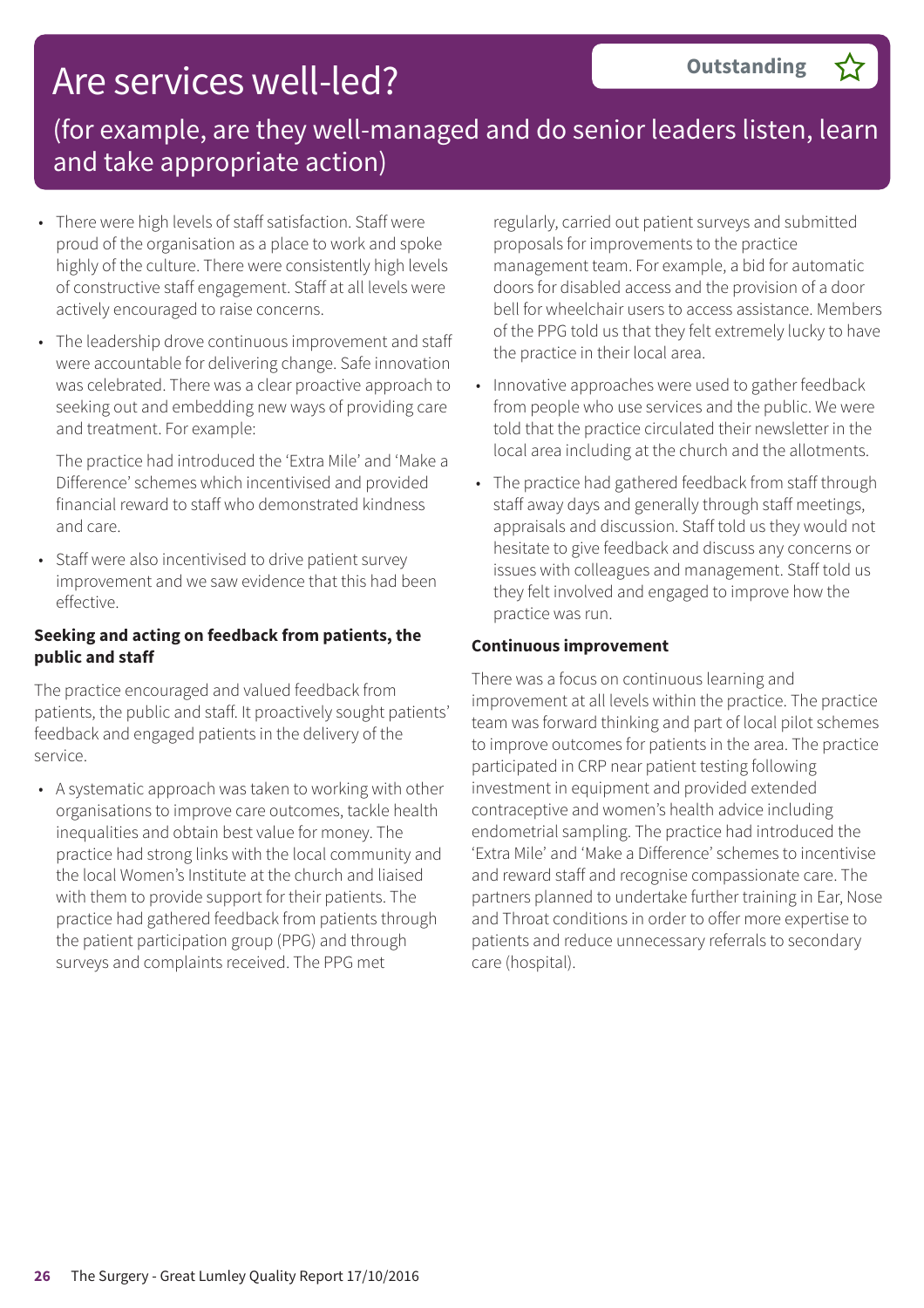# Are services well-led?

**Outstanding** ☆

## (for example, are they well-managed and do senior leaders listen, learn and take appropriate action)

- There were high levels of staff satisfaction. Staff were proud of the organisation as a place to work and spoke highly of the culture. There were consistently high levels of constructive staff engagement. Staff at all levels were actively encouraged to raise concerns.
- The leadership drove continuous improvement and staff were accountable for delivering change. Safe innovation was celebrated. There was a clear proactive approach to seeking out and embedding new ways of providing care and treatment. For example:

  The practice had introduced the 'Extra Mile' and 'Make a Difference' schemes which incentivised and provided financial reward to staff who demonstrated kindness and care.
- Staff were also incentivised to drive patient survey improvement and we saw evidence that this had been effective.

**Seeking and acting on feedback from patients, the public and staff**

The practice encouraged and valued feedback from patients, the public and staff. It proactively sought patients' feedback and engaged patients in the delivery of the service.

- A systematic approach was taken to working with other organisations to improve care outcomes, tackle health inequalities and obtain best value for money. The practice had strong links with the local community and the local Women's Institute at the church and liaised with them to provide support for their patients. The practice had gathered feedback from patients through the patient participation group (PPG) and through surveys and complaints received. The PPG met regularly, carried out patient surveys and submitted proposals for improvements to the practice management team. For example, a bid for automatic doors for disabled access and the provision of a door bell for wheelchair users to access assistance. Members of the PPG told us that they felt extremely lucky to have the practice in their local area.
- Innovative approaches were used to gather feedback from people who use services and the public. We were told that the practice circulated their newsletter in the local area including at the church and the allotments.
- The practice had gathered feedback from staff through staff away days and generally through staff meetings, appraisals and discussion. Staff told us they would not hesitate to give feedback and discuss any concerns or issues with colleagues and management. Staff told us they felt involved and engaged to improve how the practice was run.

**Continuous improvement**

There was a focus on continuous learning and improvement at all levels within the practice. The practice team was forward thinking and part of local pilot schemes to improve outcomes for patients in the area. The practice participated in CRP near patient testing following investment in equipment and provided extended contraceptive and women's health advice including endometrial sampling. The practice had introduced the 'Extra Mile' and 'Make a Difference' schemes to incentivise and reward staff and recognise compassionate care. The partners planned to undertake further training in Ear, Nose and Throat conditions in order to offer more expertise to patients and reduce unnecessary referrals to secondary care (hospital).